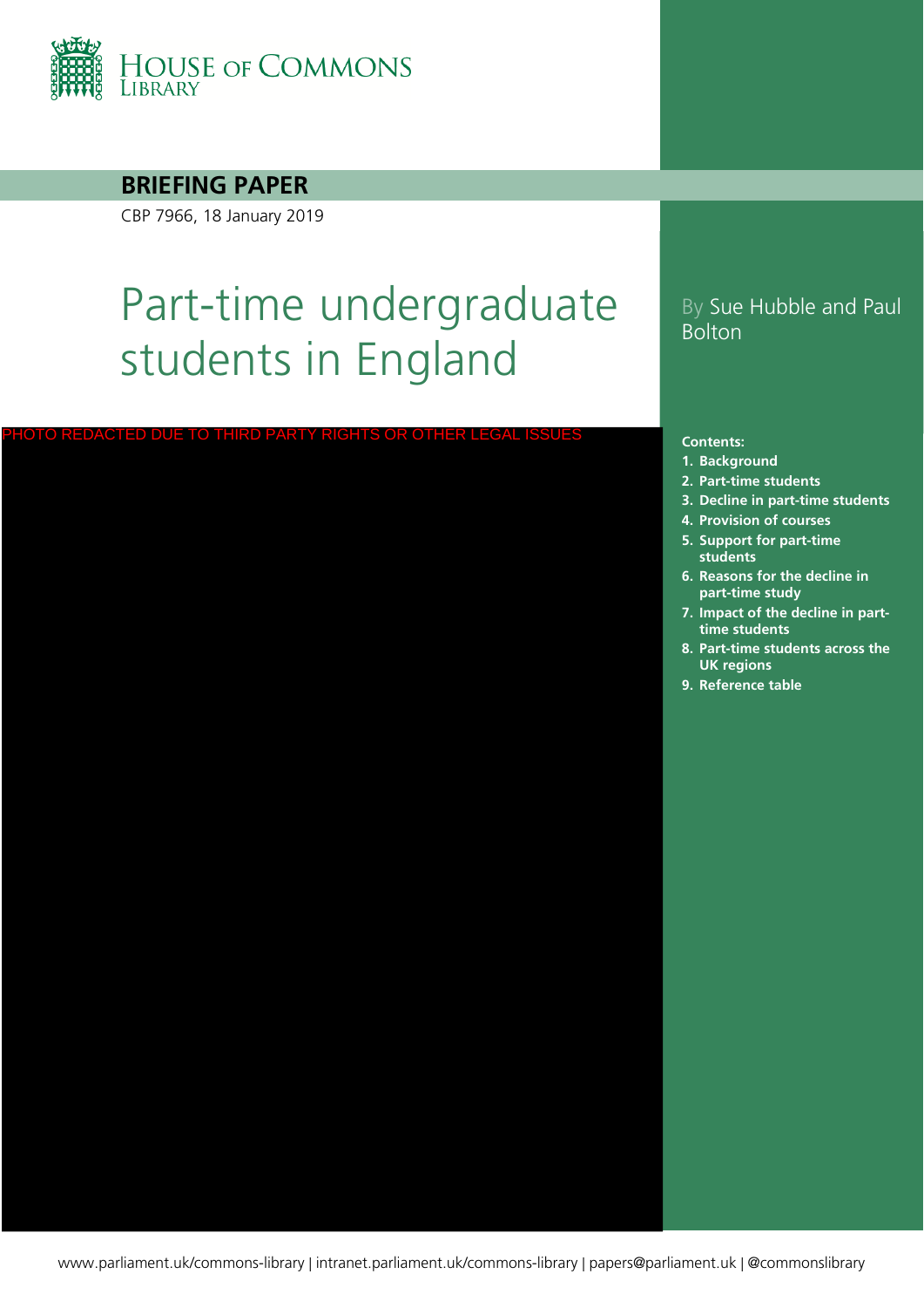HOUSE OF COMMONS LIBRARY

**BRIEFING PAPER**

CBP 7966, 18 January 2019

# Part-time undergraduate students in England

By Sue Hubble and Paul Bolton

PHOTO REDACTED DUE TO THIRD PARTY RIGHTS OR OTHER LEGAL ISSUES

**Contents:**

1. **Background**
2. **Part-time students**
3. **Decline in part-time students**
4. **Provision of courses**
5. **Support for part-time students**
6. **Reasons for the decline in part-time study**
7. **Impact of the decline in part-time students**
8. **Part-time students across the UK regions**
9. **Reference table**

www.parliament.uk/commons-library | intranet.parliament.uk/commons-library | papers@parliament.uk | @commonslibrary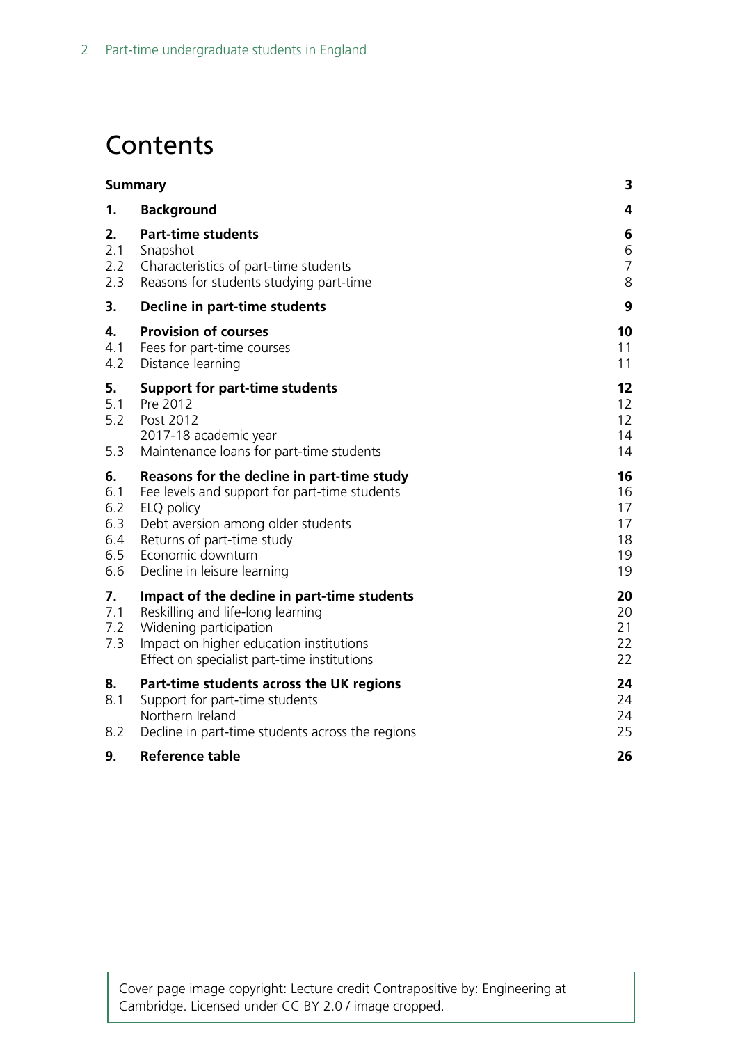# Contents

| | | |
|---|---|---|
| **Summary** | | **3** |
| **1.** | **Background** | **4** |
| **2.** | **Part-time students** | **6** |
| 2.1 | Snapshot | 6 |
| 2.2 | Characteristics of part-time students | 7 |
| 2.3 | Reasons for students studying part-time | 8 |
| **3.** | **Decline in part-time students** | **9** |
| **4.** | **Provision of courses** | **10** |
| 4.1 | Fees for part-time courses | 11 |
| 4.2 | Distance learning | 11 |
| **5.** | **Support for part-time students** | **12** |
| 5.1 | Pre 2012 | 12 |
| 5.2 | Post 2012 | 12 |
| | 2017-18 academic year | 14 |
| 5.3 | Maintenance loans for part-time students | 14 |
| **6.** | **Reasons for the decline in part-time study** | **16** |
| 6.1 | Fee levels and support for part-time students | 16 |
| 6.2 | ELQ policy | 17 |
| 6.3 | Debt aversion among older students | 17 |
| 6.4 | Returns of part-time study | 18 |
| 6.5 | Economic downturn | 19 |
| 6.6 | Decline in leisure learning | 19 |
| **7.** | **Impact of the decline in part-time students** | **20** |
| 7.1 | Reskilling and life-long learning | 20 |
| 7.2 | Widening participation | 21 |
| 7.3 | Impact on higher education institutions | 22 |
| | Effect on specialist part-time institutions | 22 |
| **8.** | **Part-time students across the UK regions** | **24** |
| 8.1 | Support for part-time students | 24 |
| | Northern Ireland | 24 |
| 8.2 | Decline in part-time students across the regions | 25 |
| **9.** | **Reference table** | **26** |

Cover page image copyright: Lecture credit Contrapositive by: Engineering at Cambridge. Licensed under CC BY 2.0 / image cropped.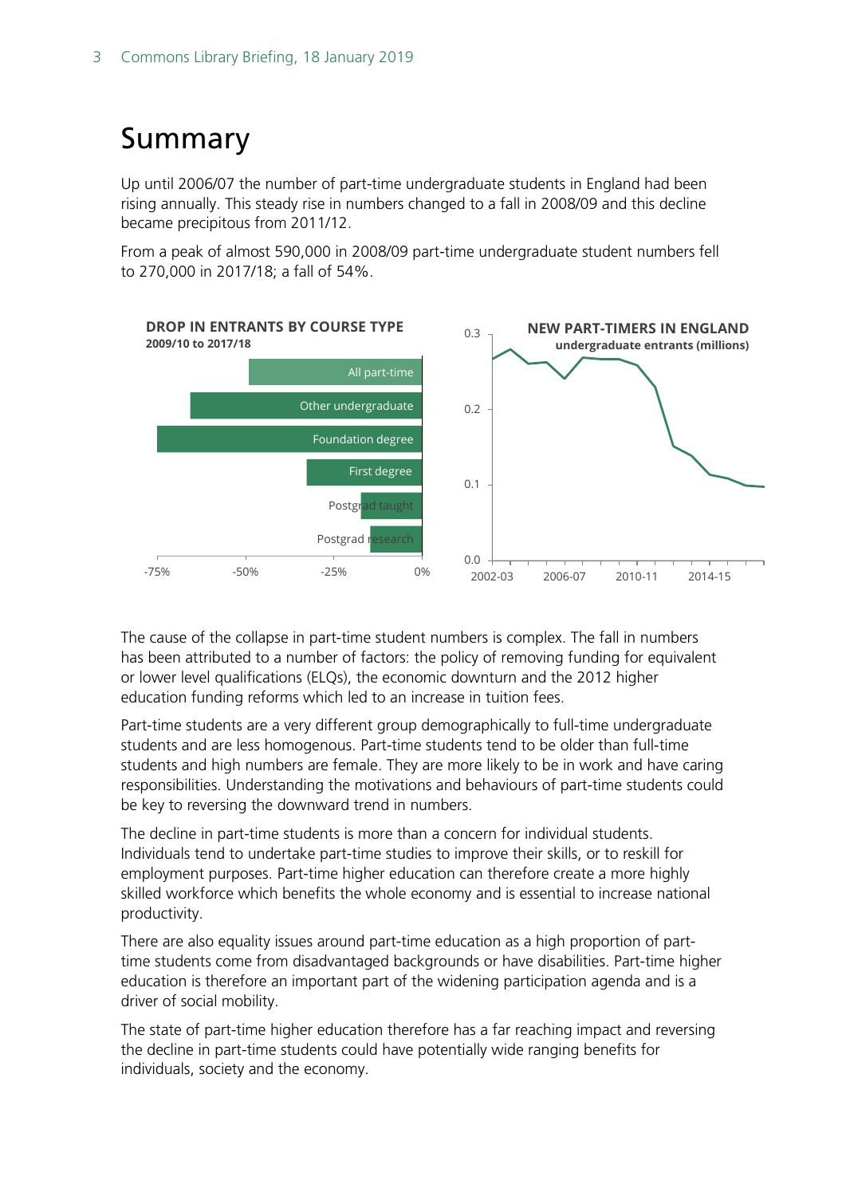# Summary

Up until 2006/07 the number of part-time undergraduate students in England had been rising annually. This steady rise in numbers changed to a fall in 2008/09 and this decline became precipitous from 2011/12.

From a peak of almost 590,000 in 2008/09 part-time undergraduate student numbers fell to 270,000 in 2017/18; a fall of 54%.

**DROP IN ENTRANTS BY COURSE TYPE**
**2009/10 to 2017/18**

All part-time
Other undergraduate
Foundation degree
First degree
Postgrad taught
Postgrad research

-75% -50% -25% 0%

**NEW PART-TIMERS IN ENGLAND**
**undergraduate entrants (millions)**

0.3
0.2
0.1
0.0

2002-03 2006-07 2010-11 2014-15

The cause of the collapse in part-time student numbers is complex. The fall in numbers has been attributed to a number of factors: the policy of removing funding for equivalent or lower level qualifications (ELQs), the economic downturn and the 2012 higher education funding reforms which led to an increase in tuition fees.

Part-time students are a very different group demographically to full-time undergraduate students and are less homogenous. Part-time students tend to be older than full-time students and high numbers are female. They are more likely to be in work and have caring responsibilities. Understanding the motivations and behaviours of part-time students could be key to reversing the downward trend in numbers.

The decline in part-time students is more than a concern for individual students. Individuals tend to undertake part-time studies to improve their skills, or to reskill for employment purposes. Part-time higher education can therefore create a more highly skilled workforce which benefits the whole economy and is essential to increase national productivity.

There are also equality issues around part-time education as a high proportion of part-time students come from disadvantaged backgrounds or have disabilities. Part-time higher education is therefore an important part of the widening participation agenda and is a driver of social mobility.

The state of part-time higher education therefore has a far reaching impact and reversing the decline in part-time students could have potentially wide ranging benefits for individuals, society and the economy.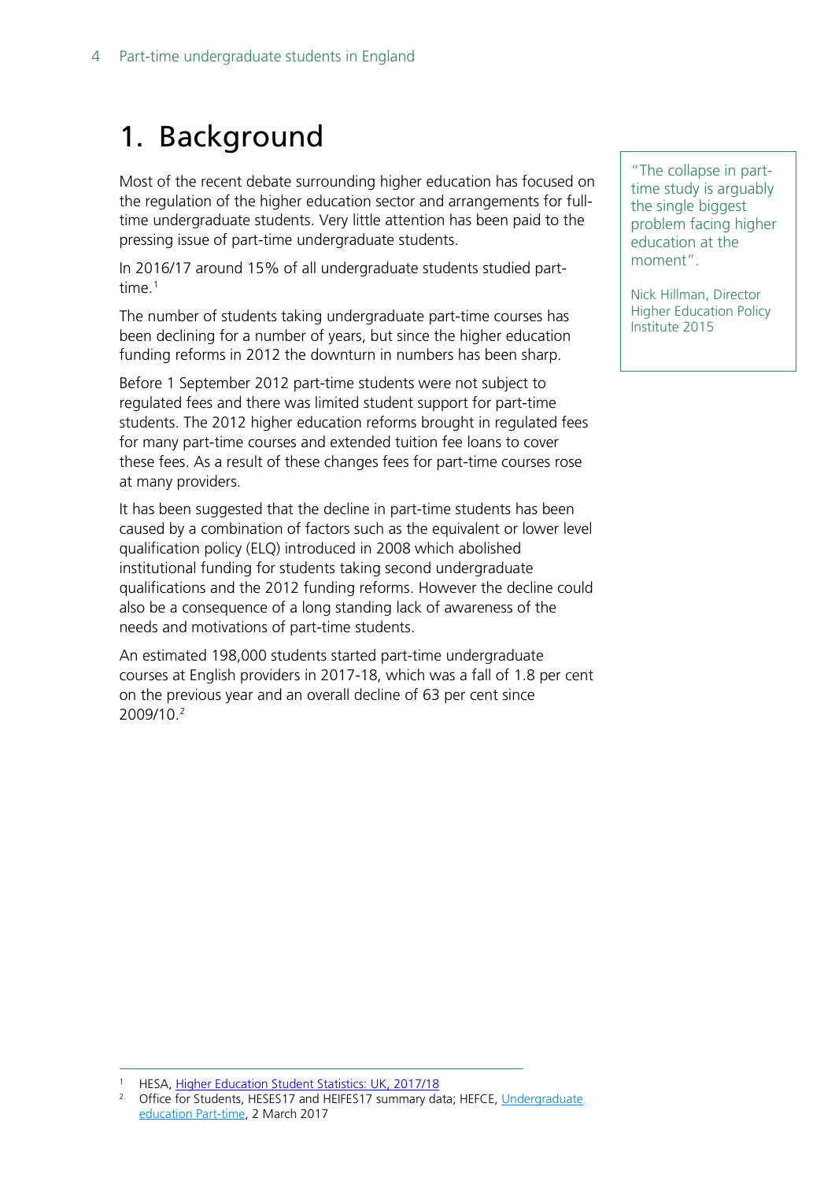# 1. Background

Most of the recent debate surrounding higher education has focused on the regulation of the higher education sector and arrangements for full-time undergraduate students. Very little attention has been paid to the pressing issue of part-time undergraduate students.

> "The collapse in part-time study is arguably the single biggest problem facing higher education at the moment".
>
> Nick Hillman, Director Higher Education Policy Institute 2015

In 2016/17 around 15% of all undergraduate students studied part-time.[1]

The number of students taking undergraduate part-time courses has been declining for a number of years, but since the higher education funding reforms in 2012 the downturn in numbers has been sharp.

Before 1 September 2012 part-time students were not subject to regulated fees and there was limited student support for part-time students. The 2012 higher education reforms brought in regulated fees for many part-time courses and extended tuition fee loans to cover these fees. As a result of these changes fees for part-time courses rose at many providers.

It has been suggested that the decline in part-time students has been caused by a combination of factors such as the equivalent or lower level qualification policy (ELQ) introduced in 2008 which abolished institutional funding for students taking second undergraduate qualifications and the 2012 funding reforms. However the decline could also be a consequence of a long standing lack of awareness of the needs and motivations of part-time students.

An estimated 198,000 students started part-time undergraduate courses at English providers in 2017-18, which was a fall of 1.8 per cent on the previous year and an overall decline of 63 per cent since 2009/10.[2]

---

[1] HESA, Higher Education Student Statistics: UK, 2017/18

[2] Office for Students, HESES17 and HEIFES17 summary data; HEFCE, Undergraduate education Part-time, 2 March 2017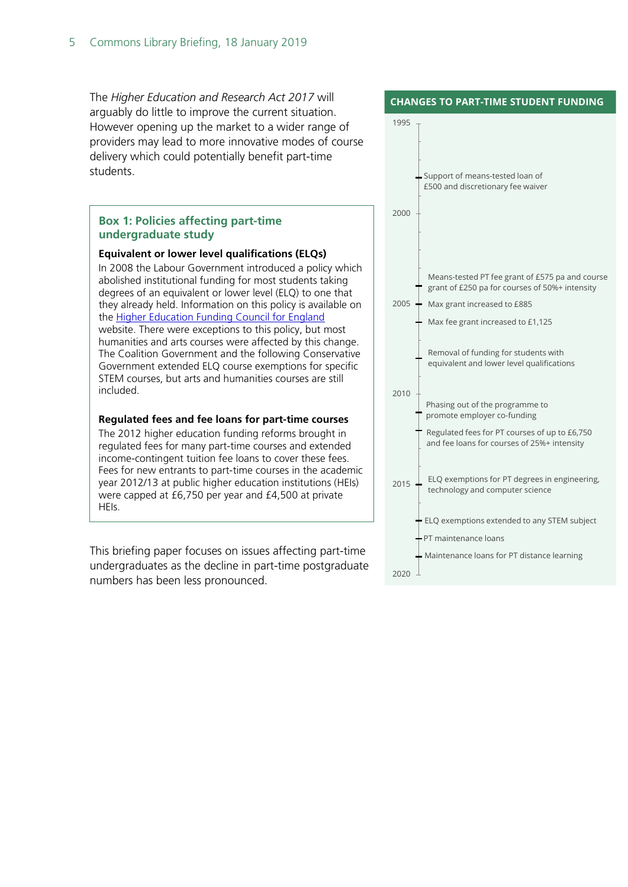The *Higher Education and Research Act 2017* will arguably do little to improve the current situation. However opening up the market to a wider range of providers may lead to more innovative modes of course delivery which could potentially benefit part-time students.

### Box 1: Policies affecting part-time undergraduate study

**Equivalent or lower level qualifications (ELQs)**

In 2008 the Labour Government introduced a policy which abolished institutional funding for most students taking degrees of an equivalent or lower level (ELQ) to one that they already held. Information on this policy is available on the Higher Education Funding Council for England website. There were exceptions to this policy, but most humanities and arts courses were affected by this change. The Coalition Government and the following Conservative Government extended ELQ course exemptions for specific STEM courses, but arts and humanities courses are still included.

**Regulated fees and fee loans for part-time courses**

The 2012 higher education funding reforms brought in regulated fees for many part-time courses and extended income-contingent tuition fee loans to cover these fees. Fees for new entrants to part-time courses in the academic year 2012/13 at public higher education institutions (HEIs) were capped at £6,750 per year and £4,500 at private HEIs.

This briefing paper focuses on issues affecting part-time undergraduates as the decline in part-time postgraduate numbers has been less pronounced.

### CHANGES TO PART-TIME STUDENT FUNDING

1995

- Support of means-tested loan of £500 and discretionary fee waiver

2000

- Means-tested PT fee grant of £575 pa and course grant of £250 pa for courses of 50%+ intensity

2005

- Max grant increased to £885
- Max fee grant increased to £1,125
- Removal of funding for students with equivalent and lower level qualifications

2010

- Phasing out of the programme to promote employer co-funding
- Regulated fees for PT courses of up to £6,750 and fee loans for courses of 25%+ intensity

2015

- ELQ exemptions for PT degrees in engineering, technology and computer science
- ELQ exemptions extended to any STEM subject
- PT maintenance loans
- Maintenance loans for PT distance learning

2020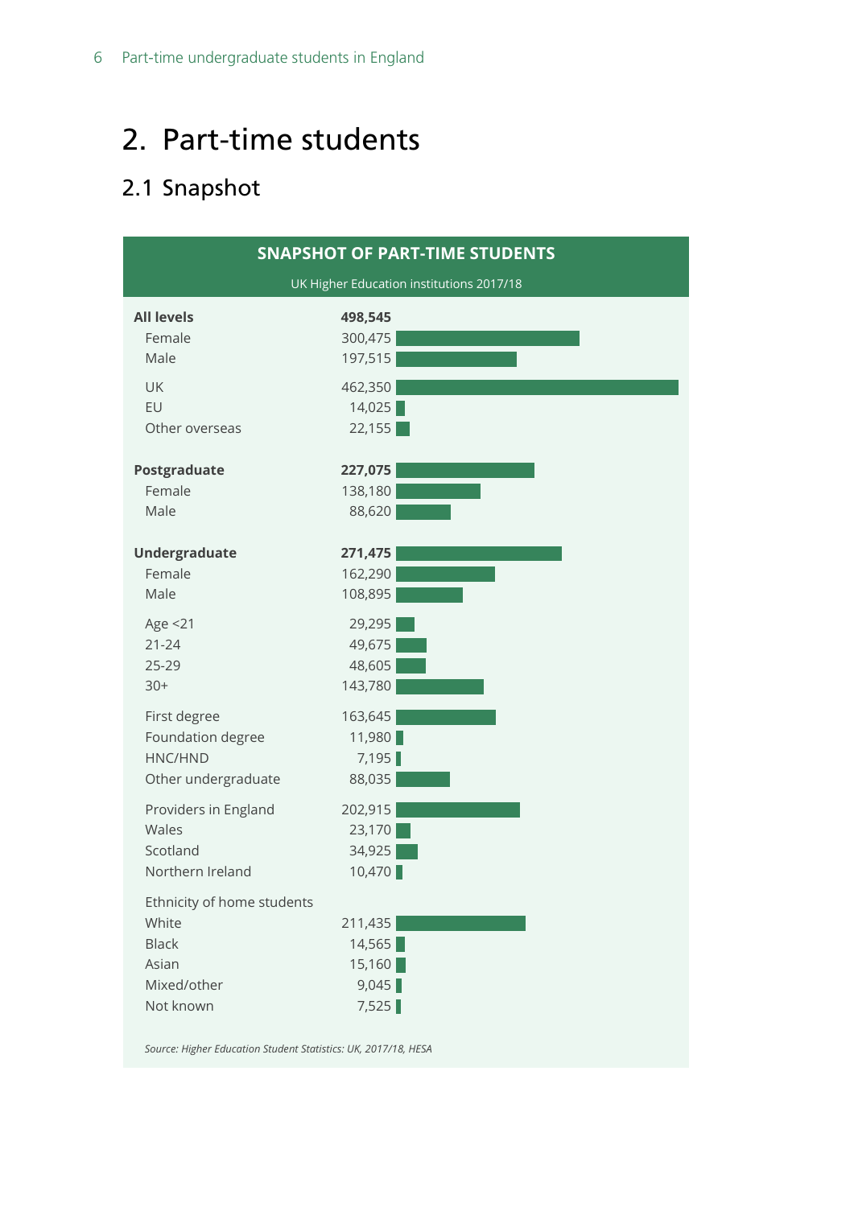# 2. Part-time students

## 2.1 Snapshot

**SNAPSHOT OF PART-TIME STUDENTS**

UK Higher Education institutions 2017/18

| | |
|---|---|
| **All levels** | **498,545** |
| Female | 300,475 |
| Male | 197,515 |
| UK | 462,350 |
| EU | 14,025 |
| Other overseas | 22,155 |
| **Postgraduate** | **227,075** |
| Female | 138,180 |
| Male | 88,620 |
| **Undergraduate** | **271,475** |
| Female | 162,290 |
| Male | 108,895 |
| Age <21 | 29,295 |
| 21-24 | 49,675 |
| 25-29 | 48,605 |
| 30+ | 143,780 |
| First degree | 163,645 |
| Foundation degree | 11,980 |
| HNC/HND | 7,195 |
| Other undergraduate | 88,035 |
| Providers in England | 202,915 |
| Wales | 23,170 |
| Scotland | 34,925 |
| Northern Ireland | 10,470 |
| Ethnicity of home students | |
| White | 211,435 |
| Black | 14,565 |
| Asian | 15,160 |
| Mixed/other | 9,045 |
| Not known | 7,525 |

*Source: Higher Education Student Statistics: UK, 2017/18, HESA*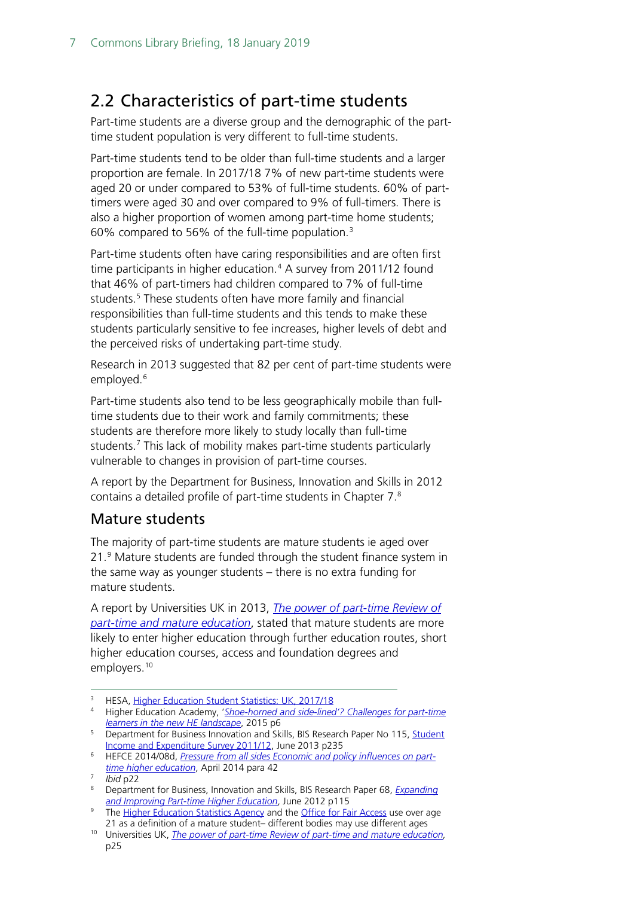## 2.2 Characteristics of part-time students

Part-time students are a diverse group and the demographic of the part-time student population is very different to full-time students.

Part-time students tend to be older than full-time students and a larger proportion are female. In 2017/18 7% of new part-time students were aged 20 or under compared to 53% of full-time students. 60% of part-timers were aged 30 and over compared to 9% of full-timers. There is also a higher proportion of women among part-time home students; 60% compared to 56% of the full-time population.[3]

Part-time students often have caring responsibilities and are often first time participants in higher education.[4] A survey from 2011/12 found that 46% of part-timers had children compared to 7% of full-time students.[5] These students often have more family and financial responsibilities than full-time students and this tends to make these students particularly sensitive to fee increases, higher levels of debt and the perceived risks of undertaking part-time study.

Research in 2013 suggested that 82 per cent of part-time students were employed.[6]

Part-time students also tend to be less geographically mobile than full-time students due to their work and family commitments; these students are therefore more likely to study locally than full-time students.[7] This lack of mobility makes part-time students particularly vulnerable to changes in provision of part-time courses.

A report by the Department for Business, Innovation and Skills in 2012 contains a detailed profile of part-time students in Chapter 7.[8]

### Mature students

The majority of part-time students are mature students ie aged over 21.[9] Mature students are funded through the student finance system in the same way as younger students – there is no extra funding for mature students.

A report by Universities UK in 2013, *The power of part-time Review of part-time and mature education*, stated that mature students are more likely to enter higher education through further education routes, short higher education courses, access and foundation degrees and employers.[10]

---

[3] HESA, Higher Education Student Statistics: UK, 2017/18

[4] Higher Education Academy, '*Shoe-horned and side-lined'? Challenges for part-time learners in the new HE landscape*, 2015 p6

[5] Department for Business Innovation and Skills, BIS Research Paper No 115, Student Income and Expenditure Survey 2011/12, June 2013 p235

[6] HEFCE 2014/08d, *Pressure from all sides Economic and policy influences on part-time higher education*, April 2014 para 42

[7] *Ibid* p22

[8] Department for Business, Innovation and Skills, BIS Research Paper 68, *Expanding and Improving Part-time Higher Education*, June 2012 p115

[9] The Higher Education Statistics Agency and the Office for Fair Access use over age 21 as a definition of a mature student– different bodies may use different ages

[10] Universities UK, *The power of part-time Review of part-time and mature education,* p25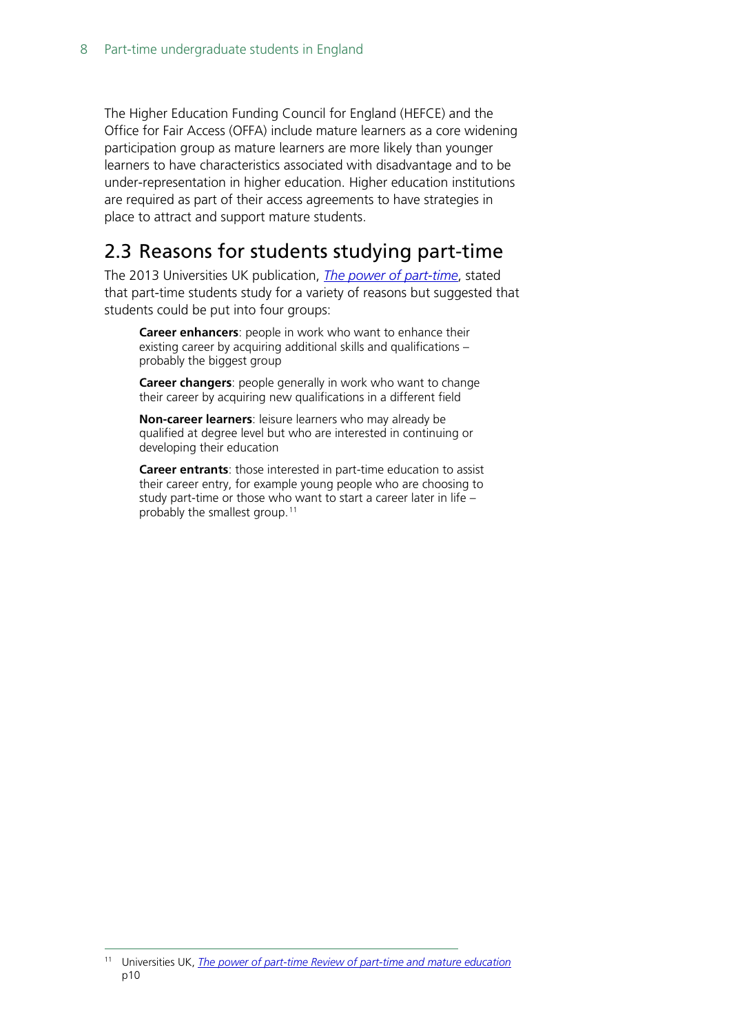The Higher Education Funding Council for England (HEFCE) and the Office for Fair Access (OFFA) include mature learners as a core widening participation group as mature learners are more likely than younger learners to have characteristics associated with disadvantage and to be under-representation in higher education. Higher education institutions are required as part of their access agreements to have strategies in place to attract and support mature students.

## 2.3 Reasons for students studying part-time

The 2013 Universities UK publication, *The power of part-time*, stated that part-time students study for a variety of reasons but suggested that students could be put into four groups:

> **Career enhancers**: people in work who want to enhance their existing career by acquiring additional skills and qualifications – probably the biggest group
>
> **Career changers**: people generally in work who want to change their career by acquiring new qualifications in a different field
>
> **Non-career learners**: leisure learners who may already be qualified at degree level but who are interested in continuing or developing their education
>
> **Career entrants**: those interested in part-time education to assist their career entry, for example young people who are choosing to study part-time or those who want to start a career later in life – probably the smallest group.[11]

---

[11] Universities UK, *The power of part-time Review of part-time and mature education* p10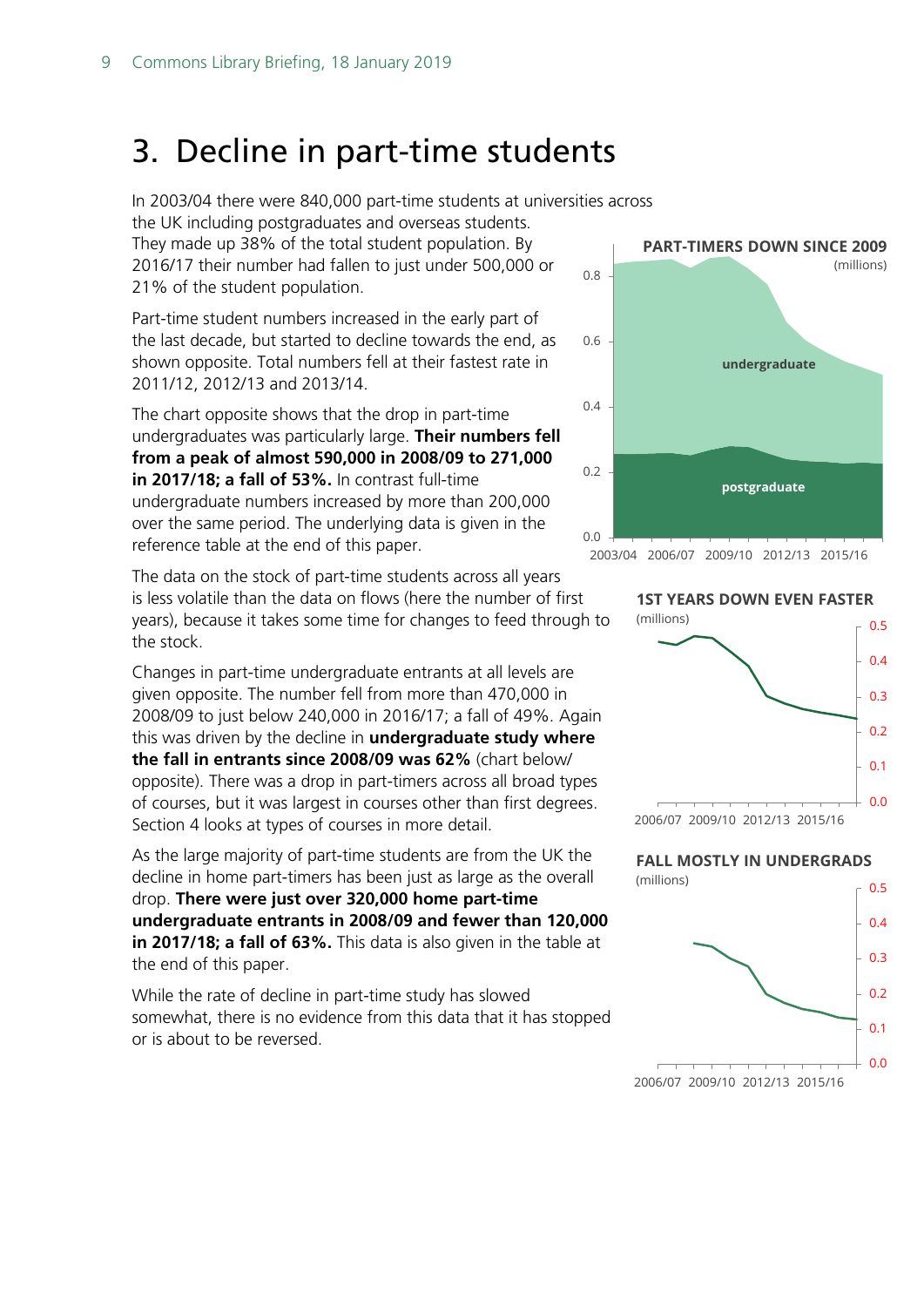# 3. Decline in part-time students

In 2003/04 there were 840,000 part-time students at universities across the UK including postgraduates and overseas students. They made up 38% of the total student population. By 2016/17 their number had fallen to just under 500,000 or 21% of the student population.

Part-time student numbers increased in the early part of the last decade, but started to decline towards the end, as shown opposite. Total numbers fell at their fastest rate in 2011/12, 2012/13 and 2013/14.

The chart opposite shows that the drop in part-time undergraduates was particularly large. **Their numbers fell from a peak of almost 590,000 in 2008/09 to 271,000 in 2017/18; a fall of 53%.** In contrast full-time undergraduate numbers increased by more than 200,000 over the same period. The underlying data is given in the reference table at the end of this paper.

The data on the stock of part-time students across all years is less volatile than the data on flows (here the number of first years), because it takes some time for changes to feed through to the stock.

Changes in part-time undergraduate entrants at all levels are given opposite. The number fell from more than 470,000 in 2008/09 to just below 240,000 in 2016/17; a fall of 49%. Again this was driven by the decline in **undergraduate study where the fall in entrants since 2008/09 was 62%** (chart below/ opposite). There was a drop in part-timers across all broad types of courses, but it was largest in courses other than first degrees. Section 4 looks at types of courses in more detail.

As the large majority of part-time students are from the UK the decline in home part-timers has been just as large as the overall drop. **There were just over 320,000 home part-time undergraduate entrants in 2008/09 and fewer than 120,000 in 2017/18; a fall of 63%.** This data is also given in the table at the end of this paper.

While the rate of decline in part-time study has slowed somewhat, there is no evidence from this data that it has stopped or is about to be reversed.

**PART-TIMERS DOWN SINCE 2009**
(millions)

**1ST YEARS DOWN EVEN FASTER**
(millions)

**FALL MOSTLY IN UNDERGRADS**
(millions)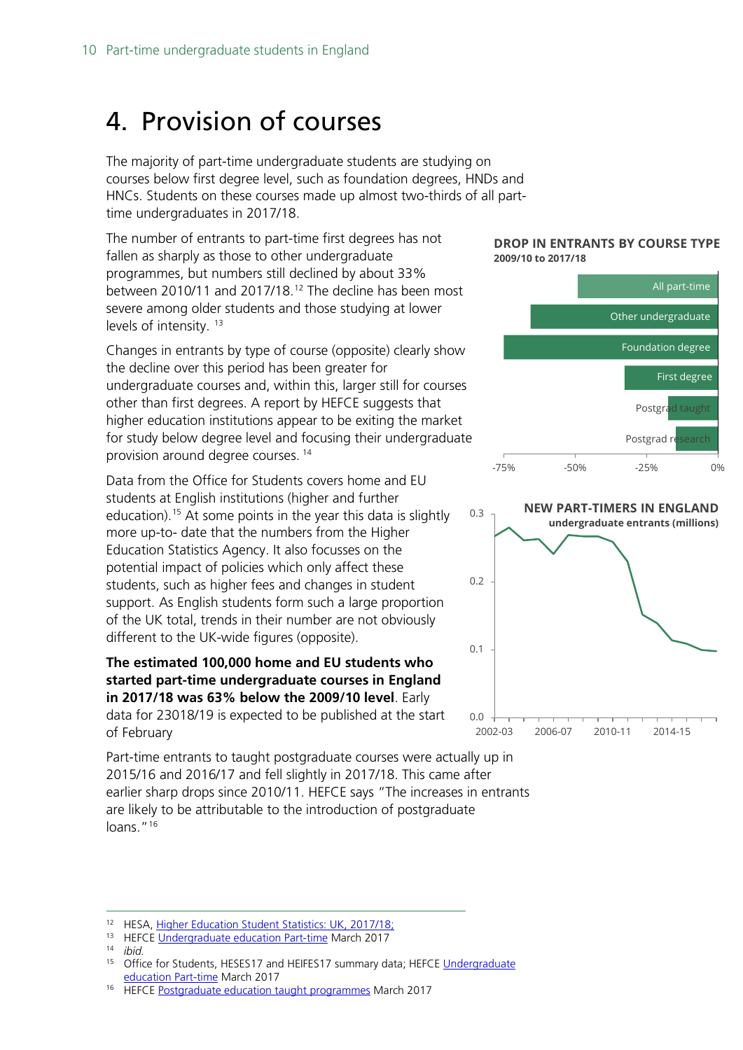// This is a single-file HTML transcription of the page, following the rules above.
# 4. Provision of courses

The majority of part-time undergraduate students are studying on courses below first degree level, such as foundation degrees, HNDs and HNCs. Students on these courses made up almost two-thirds of all part-time undergraduates in 2017/18.

The number of entrants to part-time first degrees has not fallen as sharply as those to other undergraduate programmes, but numbers still declined by about 33% between 2010/11 and 2017/18.[12] The decline has been most severe among older students and those studying at lower levels of intensity. [13]

Changes in entrants by type of course (opposite) clearly show the decline over this period has been greater for undergraduate courses and, within this, larger still for courses other than first degrees. A report by HEFCE suggests that higher education institutions appear to be exiting the market for study below degree level and focusing their undergraduate provision around degree courses. [14]

Data from the Office for Students covers home and EU students at English institutions (higher and further education).[15] At some points in the year this data is slightly more up-to- date that the numbers from the Higher Education Statistics Agency. It also focusses on the potential impact of policies which only affect these students, such as higher fees and changes in student support. As English students form such a large proportion of the UK total, trends in their number are not obviously different to the UK-wide figures (opposite).

**The estimated 100,000 home and EU students who started part-time undergraduate courses in England in 2017/18 was 63% below the 2009/10 level**. Early data for 23018/19 is expected to be published at the start of February

**DROP IN ENTRANTS BY COURSE TYPE**
**2009/10 to 2017/18**

All part-time
Other undergraduate
Foundation degree
First degree
Postgrad taught
Postgrad research

-75% -50% -25% 0%

**NEW PART-TIMERS IN ENGLAND**
**undergraduate entrants (millions)**

0.3 0.2 0.1 0.0

2002-03 2006-07 2010-11 2014-15

Part-time entrants to taught postgraduate courses were actually up in 2015/16 and 2016/17 and fell slightly in 2017/18. This came after earlier sharp drops since 2010/11. HEFCE says "The increases in entrants are likely to be attributable to the introduction of postgraduate loans."[16]

---

[12] HESA, Higher Education Student Statistics: UK, 2017/18;
[13] HEFCE Undergraduate education Part-time March 2017
[14] *ibid.*
[15] Office for Students, HESES17 and HEIFES17 summary data; HEFCE Undergraduate education Part-time March 2017
[16] HEFCE Postgraduate education taught programmes March 2017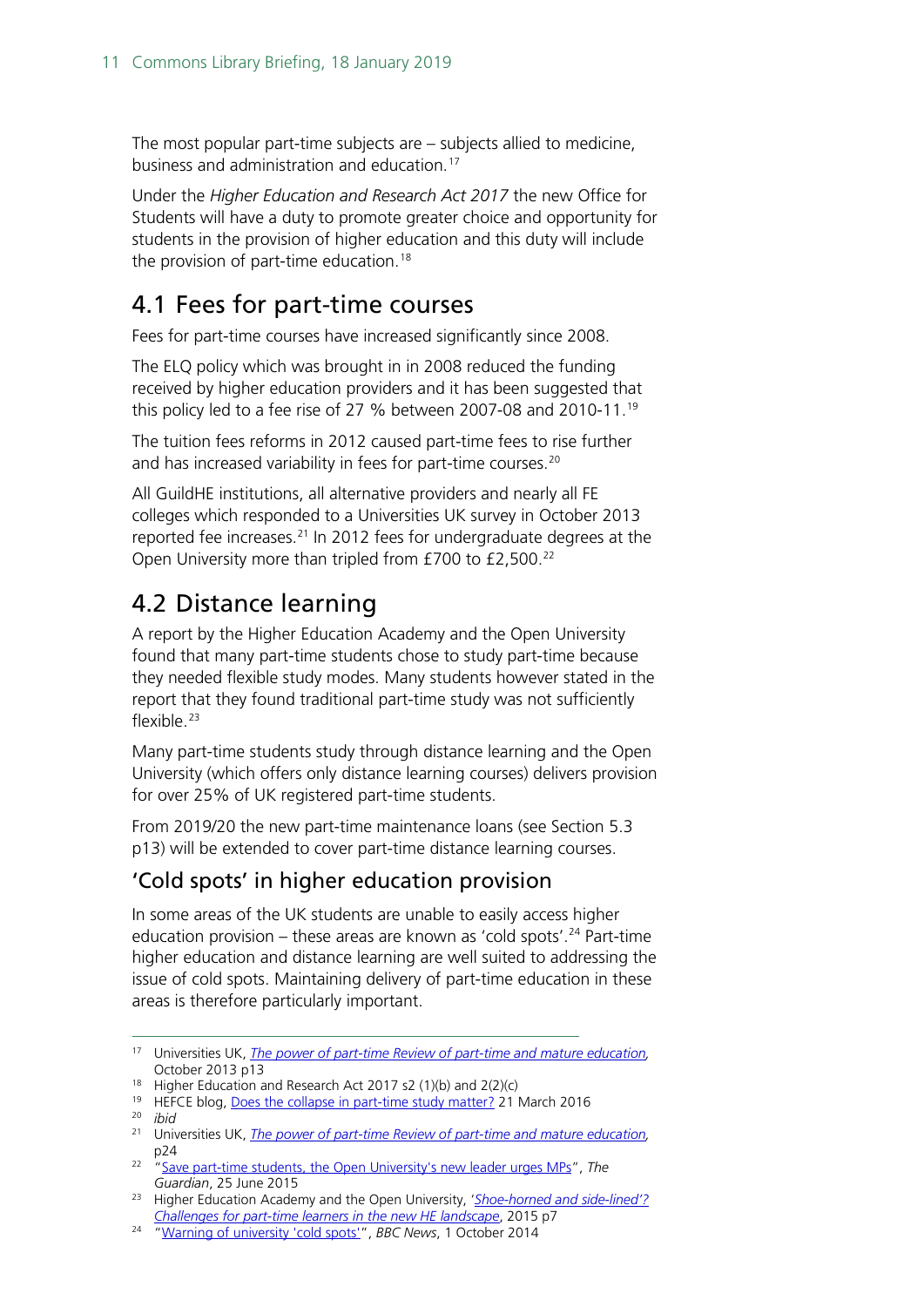The most popular part-time subjects are – subjects allied to medicine, business and administration and education.[17]

Under the *Higher Education and Research Act 2017* the new Office for Students will have a duty to promote greater choice and opportunity for students in the provision of higher education and this duty will include the provision of part-time education.[18]

## 4.1 Fees for part-time courses

Fees for part-time courses have increased significantly since 2008.

The ELQ policy which was brought in in 2008 reduced the funding received by higher education providers and it has been suggested that this policy led to a fee rise of 27 % between 2007-08 and 2010-11.[19]

The tuition fees reforms in 2012 caused part-time fees to rise further and has increased variability in fees for part-time courses.[20]

All GuildHE institutions, all alternative providers and nearly all FE colleges which responded to a Universities UK survey in October 2013 reported fee increases.[21] In 2012 fees for undergraduate degrees at the Open University more than tripled from £700 to £2,500.[22]

## 4.2 Distance learning

A report by the Higher Education Academy and the Open University found that many part-time students chose to study part-time because they needed flexible study modes. Many students however stated in the report that they found traditional part-time study was not sufficiently flexible.[23]

Many part-time students study through distance learning and the Open University (which offers only distance learning courses) delivers provision for over 25% of UK registered part-time students.

From 2019/20 the new part-time maintenance loans (see Section 5.3 p13) will be extended to cover part-time distance learning courses.

### 'Cold spots' in higher education provision

In some areas of the UK students are unable to easily access higher education provision – these areas are known as 'cold spots'.[24] Part-time higher education and distance learning are well suited to addressing the issue of cold spots. Maintaining delivery of part-time education in these areas is therefore particularly important.

---

[17] Universities UK, *The power of part-time Review of part-time and mature education*, October 2013 p13

[18] Higher Education and Research Act 2017 s2 (1)(b) and 2(2)(c)

[19] HEFCE blog, Does the collapse in part-time study matter? 21 March 2016

[20] *ibid*

[21] Universities UK, *The power of part-time Review of part-time and mature education*, p24

[22] "Save part-time students, the Open University's new leader urges MPs", *The Guardian*, 25 June 2015

[23] Higher Education Academy and the Open University, '*Shoe-horned and side-lined'? Challenges for part-time learners in the new HE landscape*, 2015 p7

[24] "Warning of university 'cold spots'", *BBC News*, 1 October 2014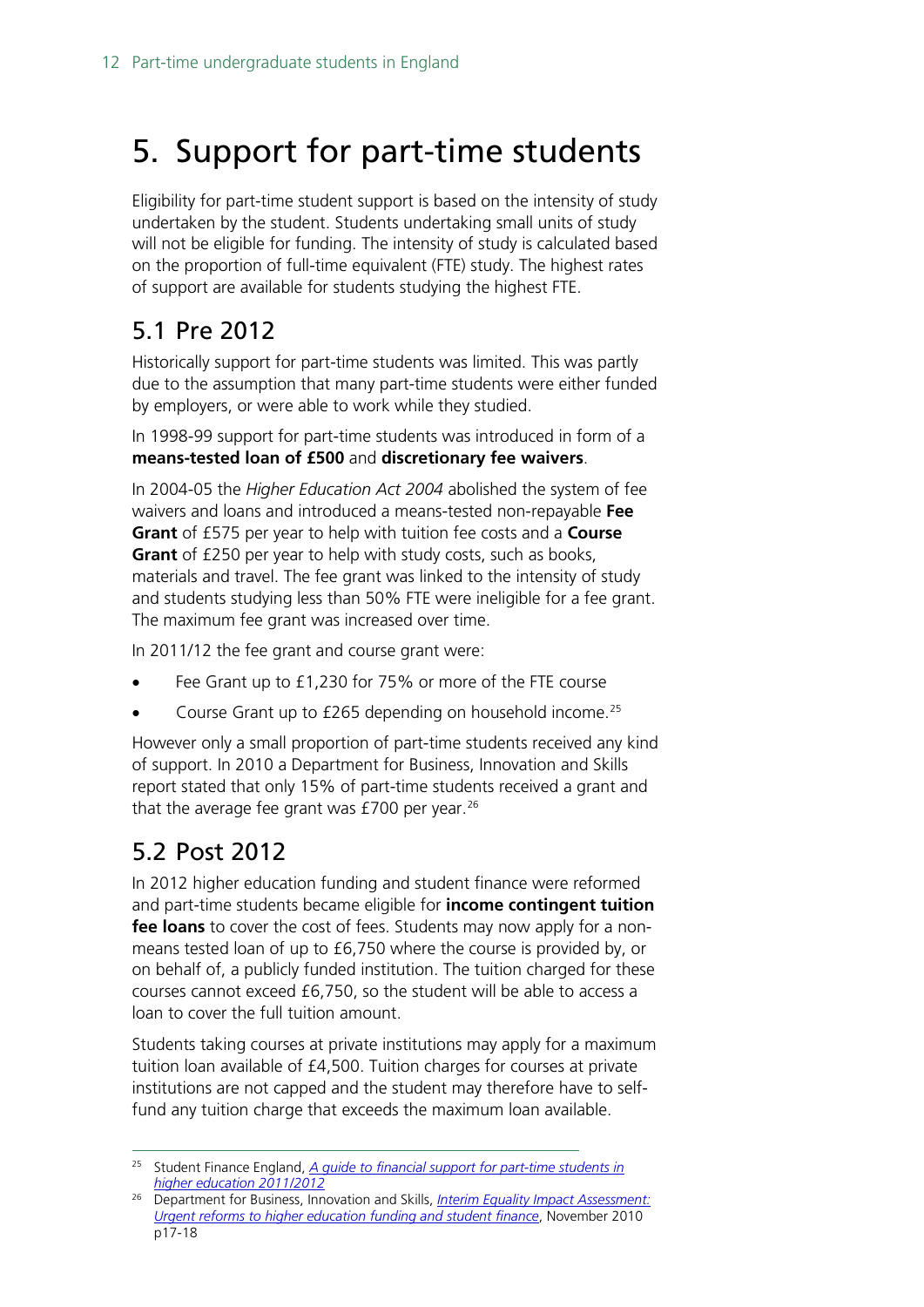# 5. Support for part-time students

Eligibility for part-time student support is based on the intensity of study undertaken by the student. Students undertaking small units of study will not be eligible for funding. The intensity of study is calculated based on the proportion of full-time equivalent (FTE) study. The highest rates of support are available for students studying the highest FTE.

## 5.1 Pre 2012

Historically support for part-time students was limited. This was partly due to the assumption that many part-time students were either funded by employers, or were able to work while they studied.

In 1998-99 support for part-time students was introduced in form of a **means-tested loan of £500** and **discretionary fee waivers**.

In 2004-05 the *Higher Education Act 2004* abolished the system of fee waivers and loans and introduced a means-tested non-repayable **Fee Grant** of £575 per year to help with tuition fee costs and a **Course Grant** of £250 per year to help with study costs, such as books, materials and travel. The fee grant was linked to the intensity of study and students studying less than 50% FTE were ineligible for a fee grant. The maximum fee grant was increased over time.

In 2011/12 the fee grant and course grant were:

- Fee Grant up to £1,230 for 75% or more of the FTE course
- Course Grant up to £265 depending on household income.[25]

However only a small proportion of part-time students received any kind of support. In 2010 a Department for Business, Innovation and Skills report stated that only 15% of part-time students received a grant and that the average fee grant was £700 per year.[26]

## 5.2 Post 2012

In 2012 higher education funding and student finance were reformed and part-time students became eligible for **income contingent tuition fee loans** to cover the cost of fees. Students may now apply for a non-means tested loan of up to £6,750 where the course is provided by, or on behalf of, a publicly funded institution. The tuition charged for these courses cannot exceed £6,750, so the student will be able to access a loan to cover the full tuition amount.

Students taking courses at private institutions may apply for a maximum tuition loan available of £4,500. Tuition charges for courses at private institutions are not capped and the student may therefore have to self-fund any tuition charge that exceeds the maximum loan available.

---

[25] Student Finance England, *A guide to financial support for part-time students in higher education 2011/2012*

[26] Department for Business, Innovation and Skills, *Interim Equality Impact Assessment: Urgent reforms to higher education funding and student finance*, November 2010 p17-18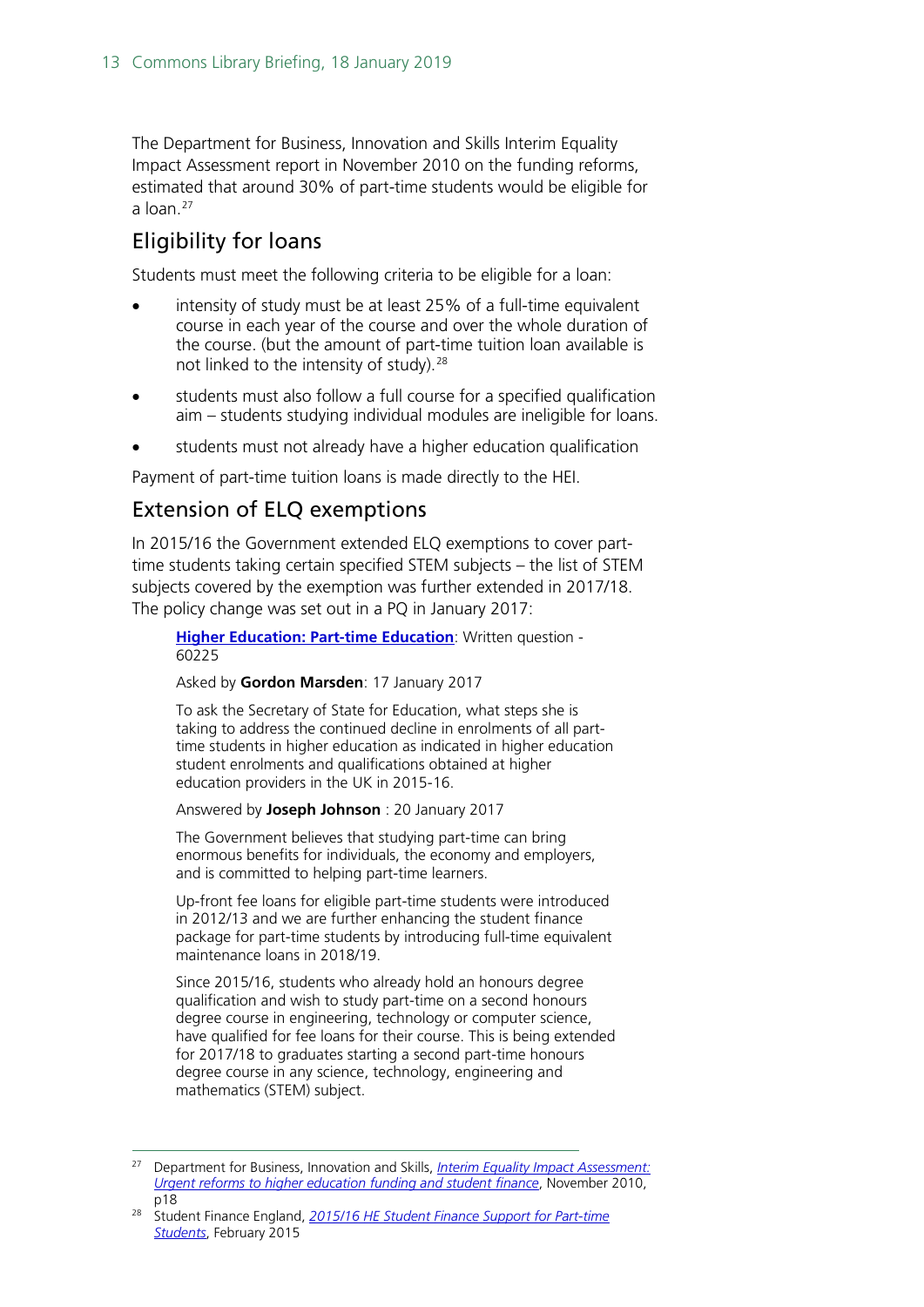The Department for Business, Innovation and Skills Interim Equality Impact Assessment report in November 2010 on the funding reforms, estimated that around 30% of part-time students would be eligible for a loan.[27]

## Eligibility for loans

Students must meet the following criteria to be eligible for a loan:

- intensity of study must be at least 25% of a full-time equivalent course in each year of the course and over the whole duration of the course. (but the amount of part-time tuition loan available is not linked to the intensity of study).[28]
- students must also follow a full course for a specified qualification aim – students studying individual modules are ineligible for loans.
- students must not already have a higher education qualification

Payment of part-time tuition loans is made directly to the HEI.

## Extension of ELQ exemptions

In 2015/16 the Government extended ELQ exemptions to cover part-time students taking certain specified STEM subjects – the list of STEM subjects covered by the exemption was further extended in 2017/18. The policy change was set out in a PQ in January 2017:

> **Higher Education: Part-time Education**: Written question - 60225
>
> Asked by **Gordon Marsden**: 17 January 2017
>
> To ask the Secretary of State for Education, what steps she is taking to address the continued decline in enrolments of all part-time students in higher education as indicated in higher education student enrolments and qualifications obtained at higher education providers in the UK in 2015-16.
>
> Answered by **Joseph Johnson** : 20 January 2017
>
> The Government believes that studying part-time can bring enormous benefits for individuals, the economy and employers, and is committed to helping part-time learners.
>
> Up-front fee loans for eligible part-time students were introduced in 2012/13 and we are further enhancing the student finance package for part-time students by introducing full-time equivalent maintenance loans in 2018/19.
>
> Since 2015/16, students who already hold an honours degree qualification and wish to study part-time on a second honours degree course in engineering, technology or computer science, have qualified for fee loans for their course. This is being extended for 2017/18 to graduates starting a second part-time honours degree course in any science, technology, engineering and mathematics (STEM) subject.

---

[27] Department for Business, Innovation and Skills, *Interim Equality Impact Assessment: Urgent reforms to higher education funding and student finance*, November 2010, p18

[28] Student Finance England, *2015/16 HE Student Finance Support for Part-time Students*, February 2015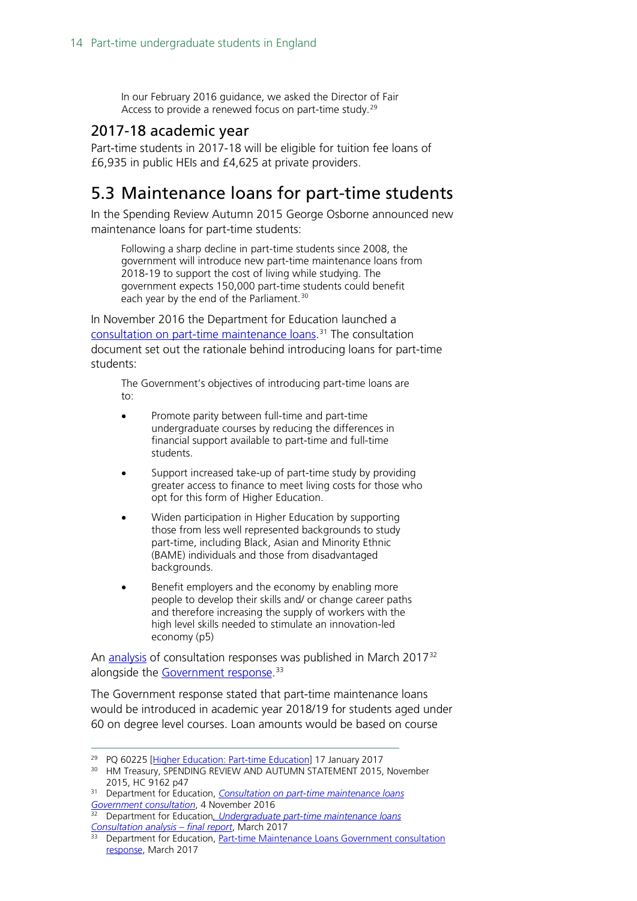> In our February 2016 guidance, we asked the Director of Fair Access to provide a renewed focus on part-time study.[29]

### 2017-18 academic year

Part-time students in 2017-18 will be eligible for tuition fee loans of £6,935 in public HEIs and £4,625 at private providers.

## 5.3 Maintenance loans for part-time students

In the Spending Review Autumn 2015 George Osborne announced new maintenance loans for part-time students:

> Following a sharp decline in part-time students since 2008, the government will introduce new part-time maintenance loans from 2018-19 to support the cost of living while studying. The government expects 150,000 part-time students could benefit each year by the end of the Parliament.[30]

In November 2016 the Department for Education launched a [consultation on part-time maintenance loans](#).[31] The consultation document set out the rationale behind introducing loans for part-time students:

> The Government's objectives of introducing part-time loans are to:
>
> - Promote parity between full-time and part-time undergraduate courses by reducing the differences in financial support available to part-time and full-time students.
> - Support increased take-up of part-time study by providing greater access to finance to meet living costs for those who opt for this form of Higher Education.
> - Widen participation in Higher Education by supporting those from less well represented backgrounds to study part-time, including Black, Asian and Minority Ethnic (BAME) individuals and those from disadvantaged backgrounds.
> - Benefit employers and the economy by enabling more people to develop their skills and/ or change career paths and therefore increasing the supply of workers with the high level skills needed to stimulate an innovation-led economy (p5)

An [analysis](#) of consultation responses was published in March 2017[32] alongside the [Government response](#).[33]

The Government response stated that part-time maintenance loans would be introduced in academic year 2018/19 for students aged under 60 on degree level courses. Loan amounts would be based on course

---

[29] PQ 60225 [Higher Education: Part-time Education] 17 January 2017

[30] HM Treasury, SPENDING REVIEW AND AUTUMN STATEMENT 2015, November 2015, HC 9162 p47

[31] Department for Education, *Consultation on part-time maintenance loans Government consultation*, 4 November 2016

[32] Department for Education, *Undergraduate part-time maintenance loans Consultation analysis – final report*, March 2017

[33] Department for Education, Part-time Maintenance Loans Government consultation response, March 2017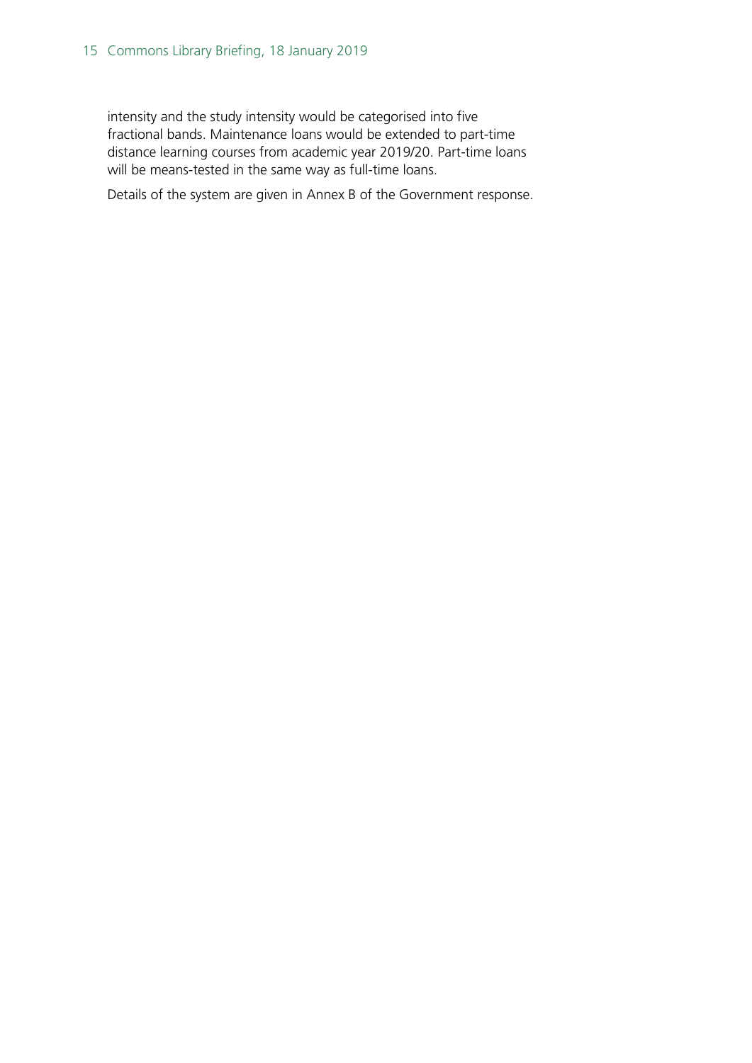intensity and the study intensity would be categorised into five fractional bands. Maintenance loans would be extended to part-time distance learning courses from academic year 2019/20. Part-time loans will be means-tested in the same way as full-time loans.

Details of the system are given in Annex B of the Government response.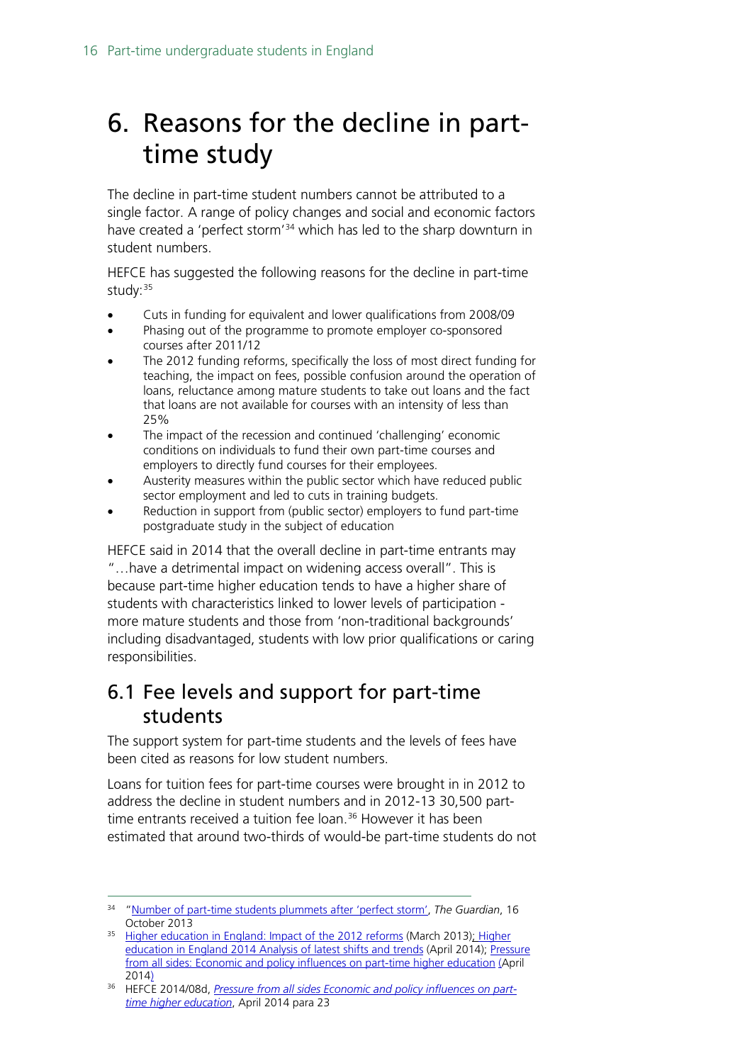# 6. Reasons for the decline in part-time study

The decline in part-time student numbers cannot be attributed to a single factor. A range of policy changes and social and economic factors have created a 'perfect storm'[34] which has led to the sharp downturn in student numbers.

HEFCE has suggested the following reasons for the decline in part-time study:[35]

- Cuts in funding for equivalent and lower qualifications from 2008/09
- Phasing out of the programme to promote employer co-sponsored courses after 2011/12
- The 2012 funding reforms, specifically the loss of most direct funding for teaching, the impact on fees, possible confusion around the operation of loans, reluctance among mature students to take out loans and the fact that loans are not available for courses with an intensity of less than 25%
- The impact of the recession and continued 'challenging' economic conditions on individuals to fund their own part-time courses and employers to directly fund courses for their employees.
- Austerity measures within the public sector which have reduced public sector employment and led to cuts in training budgets.
- Reduction in support from (public sector) employers to fund part-time postgraduate study in the subject of education

HEFCE said in 2014 that the overall decline in part-time entrants may "…have a detrimental impact on widening access overall". This is because part-time higher education tends to have a higher share of students with characteristics linked to lower levels of participation - more mature students and those from 'non-traditional backgrounds' including disadvantaged, students with low prior qualifications or caring responsibilities.

## 6.1 Fee levels and support for part-time students

The support system for part-time students and the levels of fees have been cited as reasons for low student numbers.

Loans for tuition fees for part-time courses were brought in in 2012 to address the decline in student numbers and in 2012-13 30,500 part-time entrants received a tuition fee loan.[36] However it has been estimated that around two-thirds of would-be part-time students do not

---

[34] "Number of part-time students plummets after 'perfect storm', *The Guardian*, 16 October 2013

[35] Higher education in England: Impact of the 2012 reforms (March 2013); Higher education in England 2014 Analysis of latest shifts and trends (April 2014); Pressure from all sides: Economic and policy influences on part-time higher education (April 2014)

[36] HEFCE 2014/08d, *Pressure from all sides Economic and policy influences on part-time higher education*, April 2014 para 23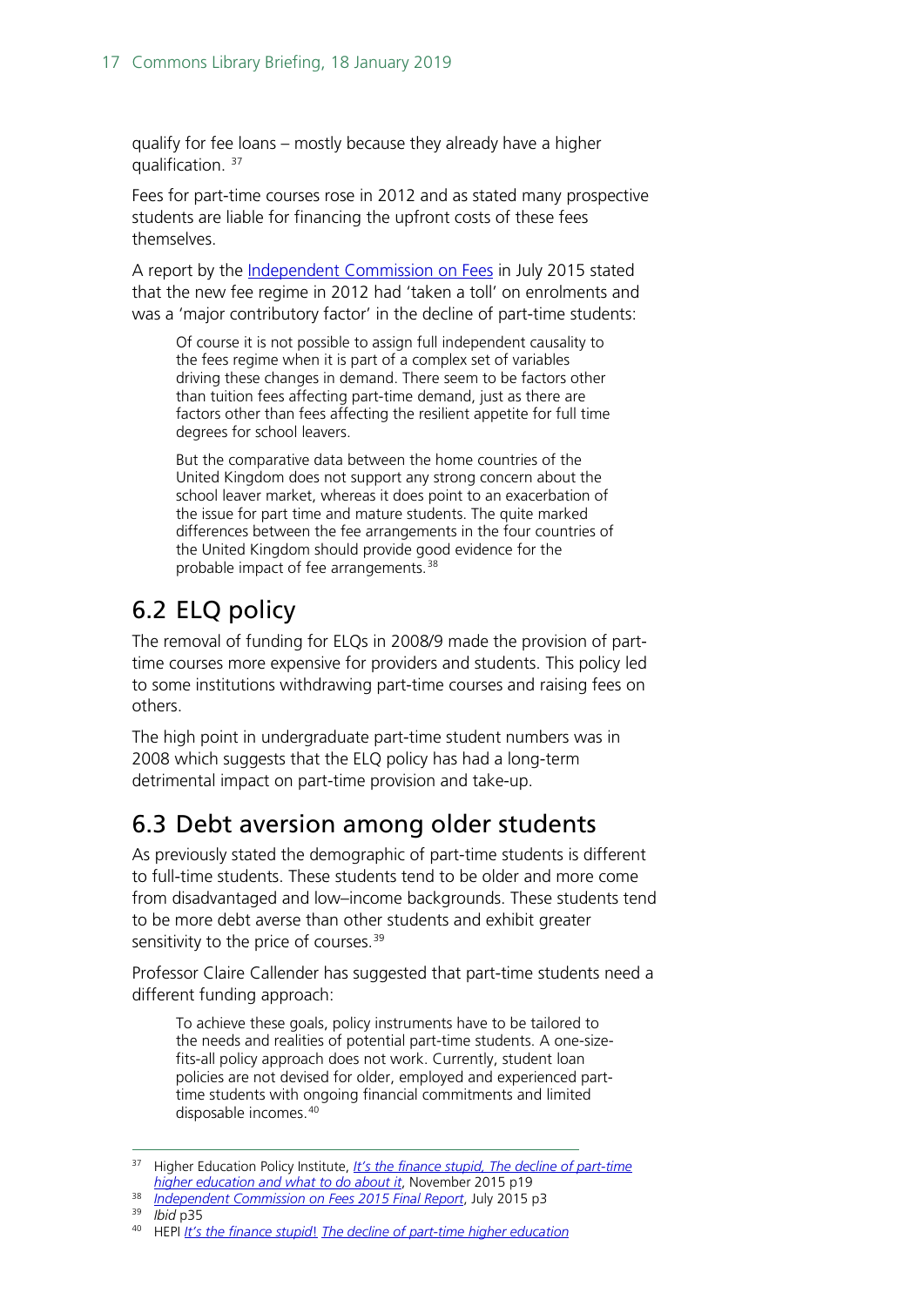qualify for fee loans – mostly because they already have a higher qualification. [37]

Fees for part-time courses rose in 2012 and as stated many prospective students are liable for financing the upfront costs of these fees themselves.

A report by the Independent Commission on Fees in July 2015 stated that the new fee regime in 2012 had 'taken a toll' on enrolments and was a 'major contributory factor' in the decline of part-time students:

> Of course it is not possible to assign full independent causality to the fees regime when it is part of a complex set of variables driving these changes in demand. There seem to be factors other than tuition fees affecting part-time demand, just as there are factors other than fees affecting the resilient appetite for full time degrees for school leavers.
>
> But the comparative data between the home countries of the United Kingdom does not support any strong concern about the school leaver market, whereas it does point to an exacerbation of the issue for part time and mature students. The quite marked differences between the fee arrangements in the four countries of the United Kingdom should provide good evidence for the probable impact of fee arrangements. [38]

## 6.2 ELQ policy

The removal of funding for ELQs in 2008/9 made the provision of part-time courses more expensive for providers and students. This policy led to some institutions withdrawing part-time courses and raising fees on others.

The high point in undergraduate part-time student numbers was in 2008 which suggests that the ELQ policy has had a long-term detrimental impact on part-time provision and take-up.

## 6.3 Debt aversion among older students

As previously stated the demographic of part-time students is different to full-time students. These students tend to be older and more come from disadvantaged and low–income backgrounds. These students tend to be more debt averse than other students and exhibit greater sensitivity to the price of courses. [39]

Professor Claire Callender has suggested that part-time students need a different funding approach:

> To achieve these goals, policy instruments have to be tailored to the needs and realities of potential part-time students. A one-size-fits-all policy approach does not work. Currently, student loan policies are not devised for older, employed and experienced part-time students with ongoing financial commitments and limited disposable incomes. [40]

---

[37] Higher Education Policy Institute, *It's the finance stupid, The decline of part-time higher education and what to do about it*, November 2015 p19

[38] *Independent Commission on Fees 2015 Final Report*, July 2015 p3

[39] *Ibid* p35

[40] HEPI *It's the finance stupid! The decline of part-time higher education*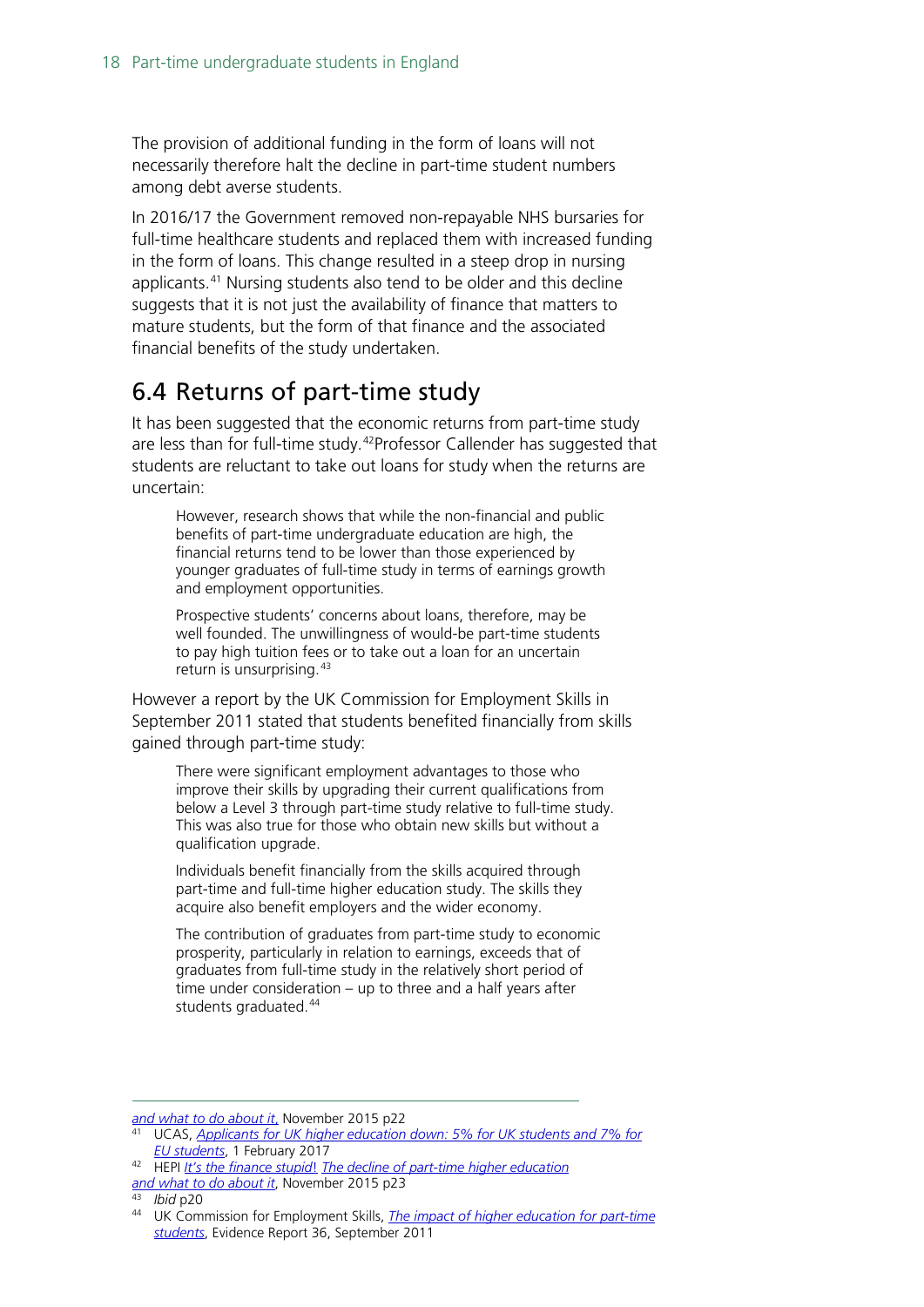The provision of additional funding in the form of loans will not necessarily therefore halt the decline in part-time student numbers among debt averse students.

In 2016/17 the Government removed non-repayable NHS bursaries for full-time healthcare students and replaced them with increased funding in the form of loans. This change resulted in a steep drop in nursing applicants.[41] Nursing students also tend to be older and this decline suggests that it is not just the availability of finance that matters to mature students, but the form of that finance and the associated financial benefits of the study undertaken.

## 6.4 Returns of part-time study

It has been suggested that the economic returns from part-time study are less than for full-time study.[42] Professor Callender has suggested that students are reluctant to take out loans for study when the returns are uncertain:

> However, research shows that while the non-financial and public benefits of part-time undergraduate education are high, the financial returns tend to be lower than those experienced by younger graduates of full-time study in terms of earnings growth and employment opportunities.
>
> Prospective students' concerns about loans, therefore, may be well founded. The unwillingness of would-be part-time students to pay high tuition fees or to take out a loan for an uncertain return is unsurprising.[43]

However a report by the UK Commission for Employment Skills in September 2011 stated that students benefited financially from skills gained through part-time study:

> There were significant employment advantages to those who improve their skills by upgrading their current qualifications from below a Level 3 through part-time study relative to full-time study. This was also true for those who obtain new skills but without a qualification upgrade.
>
> Individuals benefit financially from the skills acquired through part-time and full-time higher education study. The skills they acquire also benefit employers and the wider economy.
>
> The contribution of graduates from part-time study to economic prosperity, particularly in relation to earnings, exceeds that of graduates from full-time study in the relatively short period of time under consideration – up to three and a half years after students graduated.[44]

---

*and what to do about it*, November 2015 p22

[41] UCAS, *Applicants for UK higher education down: 5% for UK students and 7% for EU students*, 1 February 2017

[42] HEPI *It's the finance stupid! The decline of part-time higher education and what to do about it*, November 2015 p23

[43] *Ibid* p20

[44] UK Commission for Employment Skills, *The impact of higher education for part-time students*, Evidence Report 36, September 2011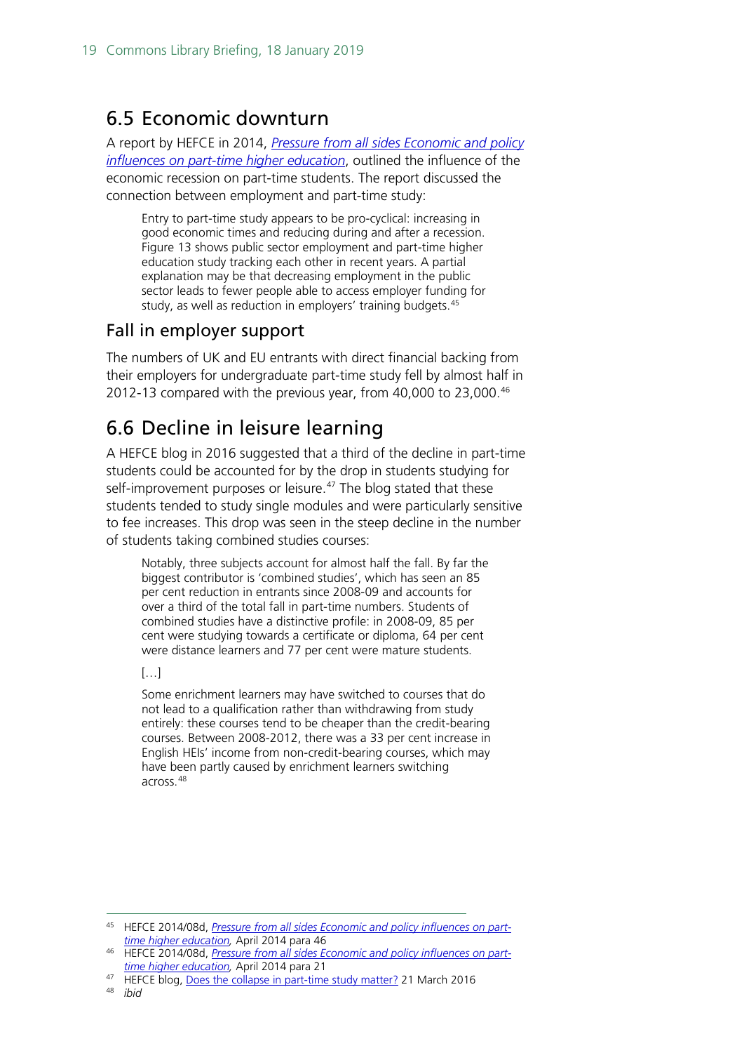## 6.5 Economic downturn

A report by HEFCE in 2014, *Pressure from all sides Economic and policy influences on part-time higher education*, outlined the influence of the economic recession on part-time students. The report discussed the connection between employment and part-time study:

> Entry to part-time study appears to be pro-cyclical: increasing in good economic times and reducing during and after a recession. Figure 13 shows public sector employment and part-time higher education study tracking each other in recent years. A partial explanation may be that decreasing employment in the public sector leads to fewer people able to access employer funding for study, as well as reduction in employers' training budgets.[45]

### Fall in employer support

The numbers of UK and EU entrants with direct financial backing from their employers for undergraduate part-time study fell by almost half in 2012-13 compared with the previous year, from 40,000 to 23,000.[46]

## 6.6 Decline in leisure learning

A HEFCE blog in 2016 suggested that a third of the decline in part-time students could be accounted for by the drop in students studying for self-improvement purposes or leisure.[47] The blog stated that these students tended to study single modules and were particularly sensitive to fee increases. This drop was seen in the steep decline in the number of students taking combined studies courses:

> Notably, three subjects account for almost half the fall. By far the biggest contributor is 'combined studies', which has seen an 85 per cent reduction in entrants since 2008-09 and accounts for over a third of the total fall in part-time numbers. Students of combined studies have a distinctive profile: in 2008-09, 85 per cent were studying towards a certificate or diploma, 64 per cent were distance learners and 77 per cent were mature students.
>
> […]
>
> Some enrichment learners may have switched to courses that do not lead to a qualification rather than withdrawing from study entirely: these courses tend to be cheaper than the credit-bearing courses. Between 2008-2012, there was a 33 per cent increase in English HEIs' income from non-credit-bearing courses, which may have been partly caused by enrichment learners switching across.[48]

---

[45] HEFCE 2014/08d, *Pressure from all sides Economic and policy influences on part-time higher education,* April 2014 para 46

[46] HEFCE 2014/08d, *Pressure from all sides Economic and policy influences on part-time higher education,* April 2014 para 21

[47] HEFCE blog, Does the collapse in part-time study matter? 21 March 2016

[48] *ibid*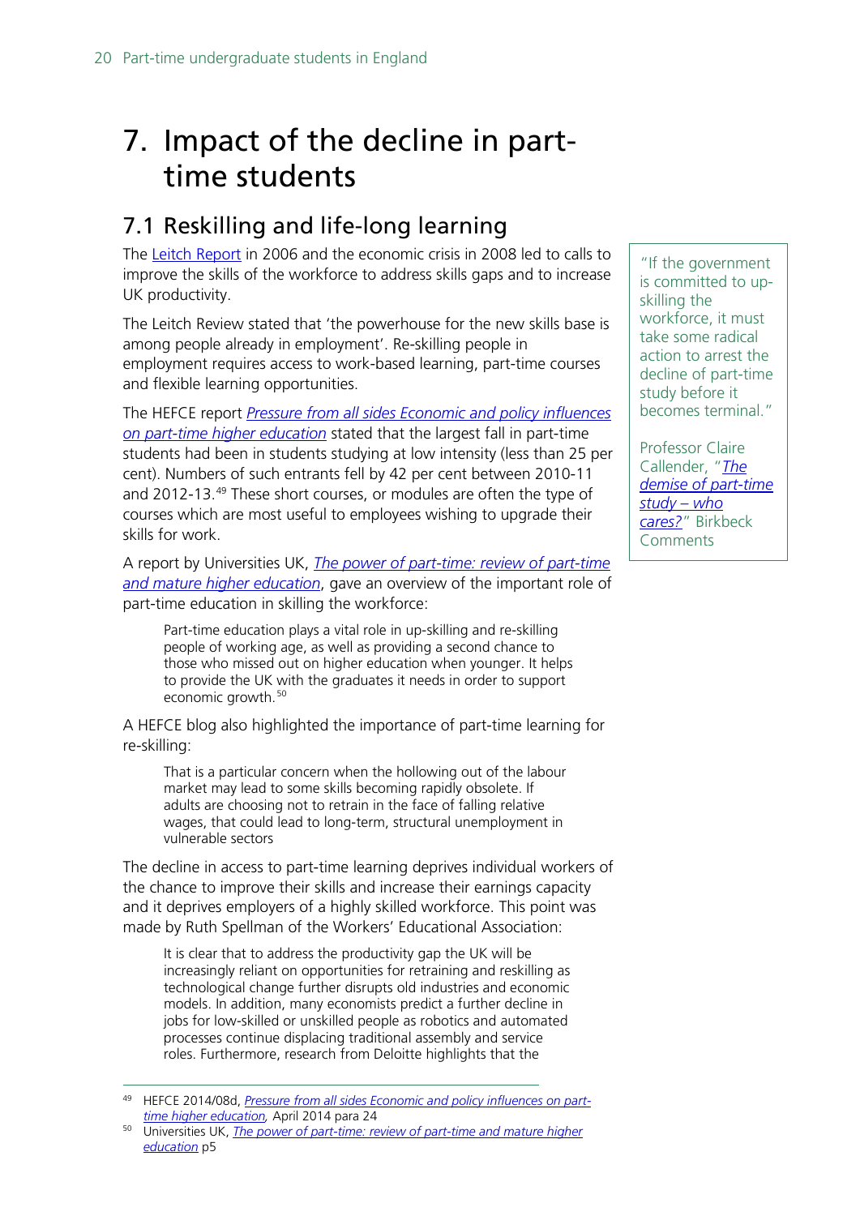# 7. Impact of the decline in part-time students

## 7.1 Reskilling and life-long learning

The Leitch Report in 2006 and the economic crisis in 2008 led to calls to improve the skills of the workforce to address skills gaps and to increase UK productivity.

The Leitch Review stated that 'the powerhouse for the new skills base is among people already in employment'. Re-skilling people in employment requires access to work-based learning, part-time courses and flexible learning opportunities.

The HEFCE report *Pressure from all sides Economic and policy influences on part-time higher education* stated that the largest fall in part-time students had been in students studying at low intensity (less than 25 per cent). Numbers of such entrants fell by 42 per cent between 2010-11 and 2012-13.[49] These short courses, or modules are often the type of courses which are most useful to employees wishing to upgrade their skills for work.

> "If the government is committed to up-skilling the workforce, it must take some radical action to arrest the decline of part-time study before it becomes terminal."
>
> Professor Claire Callender, "*The demise of part-time study – who cares?*" Birkbeck Comments

A report by Universities UK, *The power of part-time: review of part-time and mature higher education*, gave an overview of the important role of part-time education in skilling the workforce:

> Part-time education plays a vital role in up-skilling and re-skilling people of working age, as well as providing a second chance to those who missed out on higher education when younger. It helps to provide the UK with the graduates it needs in order to support economic growth.[50]

A HEFCE blog also highlighted the importance of part-time learning for re-skilling:

> That is a particular concern when the hollowing out of the labour market may lead to some skills becoming rapidly obsolete. If adults are choosing not to retrain in the face of falling relative wages, that could lead to long-term, structural unemployment in vulnerable sectors

The decline in access to part-time learning deprives individual workers of the chance to improve their skills and increase their earnings capacity and it deprives employers of a highly skilled workforce. This point was made by Ruth Spellman of the Workers' Educational Association:

> It is clear that to address the productivity gap the UK will be increasingly reliant on opportunities for retraining and reskilling as technological change further disrupts old industries and economic models. In addition, many economists predict a further decline in jobs for low-skilled or unskilled people as robotics and automated processes continue displacing traditional assembly and service roles. Furthermore, research from Deloitte highlights that the

---

[49] HEFCE 2014/08d, *Pressure from all sides Economic and policy influences on part-time higher education,* April 2014 para 24

[50] Universities UK, *The power of part-time: review of part-time and mature higher education* p5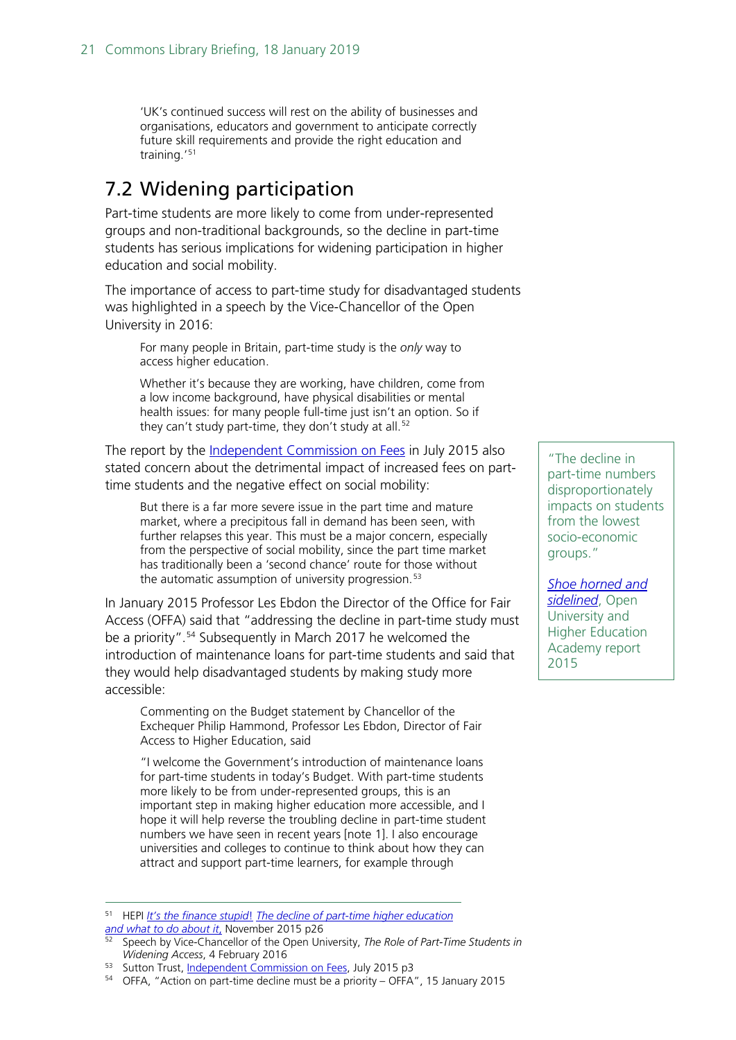> 'UK's continued success will rest on the ability of businesses and organisations, educators and government to anticipate correctly future skill requirements and provide the right education and training.'[51]

## 7.2 Widening participation

Part-time students are more likely to come from under-represented groups and non-traditional backgrounds, so the decline in part-time students has serious implications for widening participation in higher education and social mobility.

The importance of access to part-time study for disadvantaged students was highlighted in a speech by the Vice-Chancellor of the Open University in 2016:

> For many people in Britain, part-time study is the *only* way to access higher education.
>
> Whether it's because they are working, have children, come from a low income background, have physical disabilities or mental health issues: for many people full-time just isn't an option. So if they can't study part-time, they don't study at all.[52]

The report by the Independent Commission on Fees in July 2015 also stated concern about the detrimental impact of increased fees on part-time students and the negative effect on social mobility:

> But there is a far more severe issue in the part time and mature market, where a precipitous fall in demand has been seen, with further relapses this year. This must be a major concern, especially from the perspective of social mobility, since the part time market has traditionally been a 'second chance' route for those without the automatic assumption of university progression.[53]

"The decline in part-time numbers disproportionately impacts on students from the lowest socio-economic groups."

*Shoe horned and sidelined*, Open University and Higher Education Academy report 2015

In January 2015 Professor Les Ebdon the Director of the Office for Fair Access (OFFA) said that "addressing the decline in part-time study must be a priority".[54] Subsequently in March 2017 he welcomed the introduction of maintenance loans for part-time students and said that they would help disadvantaged students by making study more accessible:

> Commenting on the Budget statement by Chancellor of the Exchequer Philip Hammond, Professor Les Ebdon, Director of Fair Access to Higher Education, said
>
> "I welcome the Government's introduction of maintenance loans for part-time students in today's Budget. With part-time students more likely to be from under-represented groups, this is an important step in making higher education more accessible, and I hope it will help reverse the troubling decline in part-time student numbers we have seen in recent years [note 1]. I also encourage universities and colleges to continue to think about how they can attract and support part-time learners, for example through

---

[51] HEPI *It's the finance stupid! The decline of part-time higher education and what to do about it*, November 2015 p26

[52] Speech by Vice-Chancellor of the Open University, *The Role of Part-Time Students in Widening Access*, 4 February 2016

[53] Sutton Trust, Independent Commission on Fees, July 2015 p3

[54] OFFA, "Action on part-time decline must be a priority – OFFA", 15 January 2015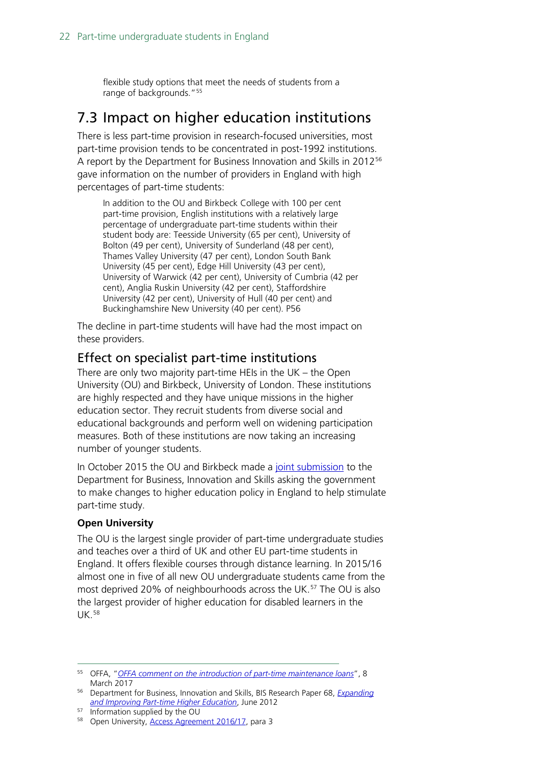flexible study options that meet the needs of students from a range of backgrounds."[55]

## 7.3 Impact on higher education institutions

There is less part-time provision in research-focused universities, most part-time provision tends to be concentrated in post-1992 institutions. A report by the Department for Business Innovation and Skills in 2012[56] gave information on the number of providers in England with high percentages of part-time students:

> In addition to the OU and Birkbeck College with 100 per cent part-time provision, English institutions with a relatively large percentage of undergraduate part-time students within their student body are: Teesside University (65 per cent), University of Bolton (49 per cent), University of Sunderland (48 per cent), Thames Valley University (47 per cent), London South Bank University (45 per cent), Edge Hill University (43 per cent), University of Warwick (42 per cent), University of Cumbria (42 per cent), Anglia Ruskin University (42 per cent), Staffordshire University (42 per cent), University of Hull (40 per cent) and Buckinghamshire New University (40 per cent). P56

The decline in part-time students will have had the most impact on these providers.

### Effect on specialist part-time institutions

There are only two majority part-time HEIs in the UK – the Open University (OU) and Birkbeck, University of London. These institutions are highly respected and they have unique missions in the higher education sector. They recruit students from diverse social and educational backgrounds and perform well on widening participation measures. Both of these institutions are now taking an increasing number of younger students.

In October 2015 the OU and Birkbeck made a joint submission to the Department for Business, Innovation and Skills asking the government to make changes to higher education policy in England to help stimulate part-time study.

**Open University**

The OU is the largest single provider of part-time undergraduate studies and teaches over a third of UK and other EU part-time students in England. It offers flexible courses through distance learning. In 2015/16 almost one in five of all new OU undergraduate students came from the most deprived 20% of neighbourhoods across the UK.[57] The OU is also the largest provider of higher education for disabled learners in the UK.[58]

---

[55] OFFA, "*OFFA comment on the introduction of part-time maintenance loans*", 8 March 2017

[56] Department for Business, Innovation and Skills, BIS Research Paper 68, *Expanding and Improving Part-time Higher Education*, June 2012

[57] Information supplied by the OU

[58] Open University, Access Agreement 2016/17, para 3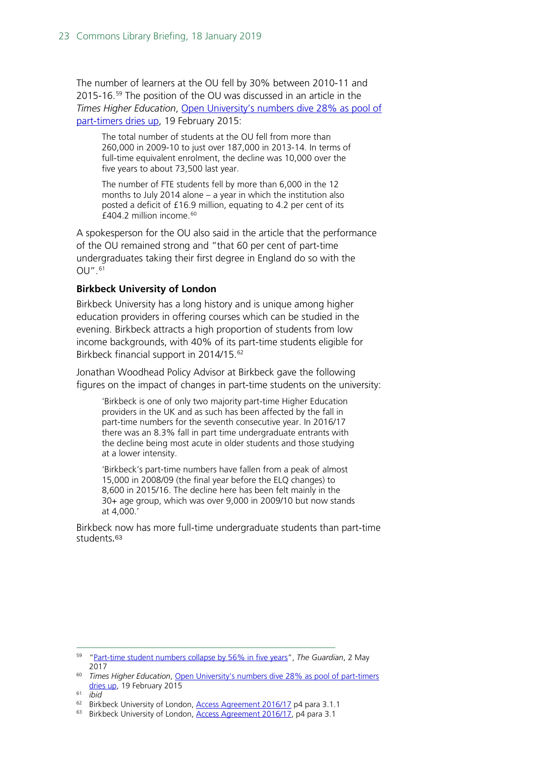The number of learners at the OU fell by 30% between 2010-11 and 2015-16.[59] The position of the OU was discussed in an article in the *Times Higher Education*, [Open University's numbers dive 28% as pool of part-timers dries up](), 19 February 2015:

> The total number of students at the OU fell from more than 260,000 in 2009-10 to just over 187,000 in 2013-14. In terms of full-time equivalent enrolment, the decline was 10,000 over the five years to about 73,500 last year.
>
> The number of FTE students fell by more than 6,000 in the 12 months to July 2014 alone – a year in which the institution also posted a deficit of £16.9 million, equating to 4.2 per cent of its £404.2 million income.[60]

A spokesperson for the OU also said in the article that the performance of the OU remained strong and "that 60 per cent of part-time undergraduates taking their first degree in England do so with the OU".[61]

**Birkbeck University of London**

Birkbeck University has a long history and is unique among higher education providers in offering courses which can be studied in the evening. Birkbeck attracts a high proportion of students from low income backgrounds, with 40% of its part-time students eligible for Birkbeck financial support in 2014/15.[62]

Jonathan Woodhead Policy Advisor at Birkbeck gave the following figures on the impact of changes in part-time students on the university:

> 'Birkbeck is one of only two majority part-time Higher Education providers in the UK and as such has been affected by the fall in part-time numbers for the seventh consecutive year. In 2016/17 there was an 8.3% fall in part time undergraduate entrants with the decline being most acute in older students and those studying at a lower intensity.
>
> 'Birkbeck's part-time numbers have fallen from a peak of almost 15,000 in 2008/09 (the final year before the ELQ changes) to 8,600 in 2015/16. The decline here has been felt mainly in the 30+ age group, which was over 9,000 in 2009/10 but now stands at 4,000.'

Birkbeck now has more full-time undergraduate students than part-time students.[63]

---

[59] "Part-time student numbers collapse by 56% in five years", *The Guardian*, 2 May 2017

[60] *Times Higher Education*, Open University's numbers dive 28% as pool of part-timers dries up, 19 February 2015

[61] *ibid*

[62] Birkbeck University of London, Access Agreement 2016/17 p4 para 3.1.1

[63] Birkbeck University of London, Access Agreement 2016/17, p4 para 3.1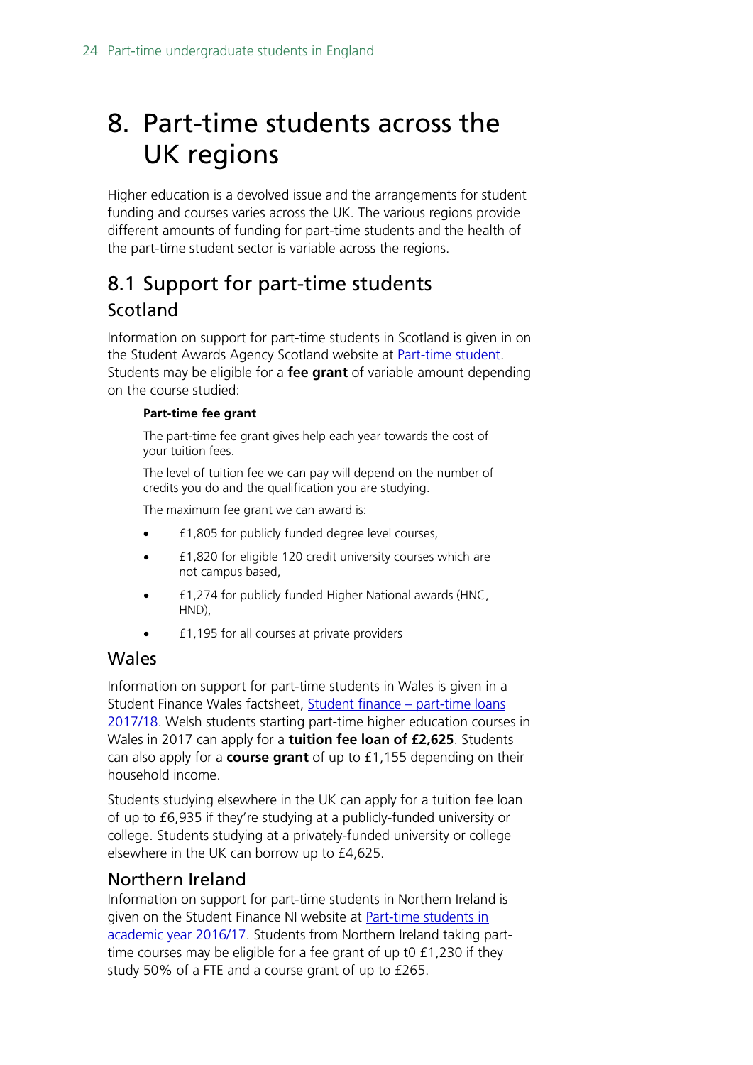# 8. Part-time students across the UK regions

Higher education is a devolved issue and the arrangements for student funding and courses varies across the UK. The various regions provide different amounts of funding for part-time students and the health of the part-time student sector is variable across the regions.

## 8.1 Support for part-time students

### Scotland

Information on support for part-time students in Scotland is given in on the Student Awards Agency Scotland website at [Part-time student](). Students may be eligible for a **fee grant** of variable amount depending on the course studied:

> **Part-time fee grant**
>
> The part-time fee grant gives help each year towards the cost of your tuition fees.
>
> The level of tuition fee we can pay will depend on the number of credits you do and the qualification you are studying.
>
> The maximum fee grant we can award is:
>
> - £1,805 for publicly funded degree level courses,
> - £1,820 for eligible 120 credit university courses which are not campus based,
> - £1,274 for publicly funded Higher National awards (HNC, HND),
> - £1,195 for all courses at private providers

### Wales

Information on support for part-time students in Wales is given in a Student Finance Wales factsheet, [Student finance – part-time loans 2017/18](). Welsh students starting part-time higher education courses in Wales in 2017 can apply for a **tuition fee loan of £2,625**. Students can also apply for a **course grant** of up to £1,155 depending on their household income.

Students studying elsewhere in the UK can apply for a tuition fee loan of up to £6,935 if they're studying at a publicly-funded university or college. Students studying at a privately-funded university or college elsewhere in the UK can borrow up to £4,625.

### Northern Ireland

Information on support for part-time students in Northern Ireland is given on the Student Finance NI website at [Part-time students in academic year 2016/17](). Students from Northern Ireland taking part-time courses may be eligible for a fee grant of up t0 £1,230 if they study 50% of a FTE and a course grant of up to £265.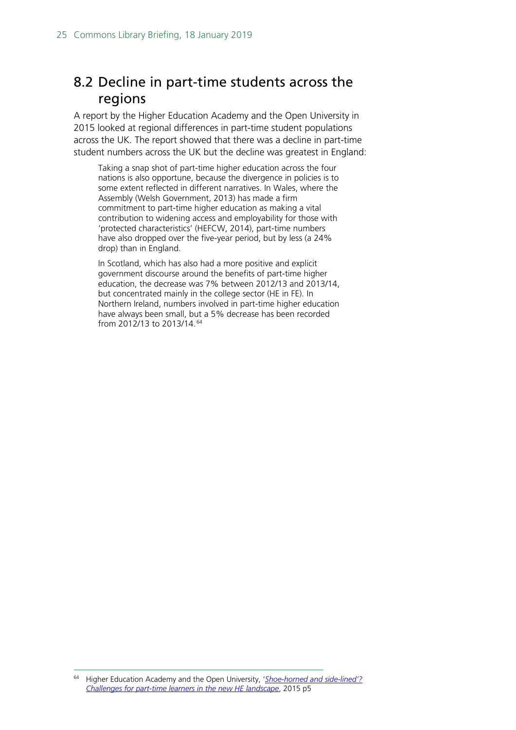## 8.2 Decline in part-time students across the regions

A report by the Higher Education Academy and the Open University in 2015 looked at regional differences in part-time student populations across the UK. The report showed that there was a decline in part-time student numbers across the UK but the decline was greatest in England:

> Taking a snap shot of part-time higher education across the four nations is also opportune, because the divergence in policies is to some extent reflected in different narratives. In Wales, where the Assembly (Welsh Government, 2013) has made a firm commitment to part-time higher education as making a vital contribution to widening access and employability for those with 'protected characteristics' (HEFCW, 2014), part-time numbers have also dropped over the five-year period, but by less (a 24% drop) than in England.
>
> In Scotland, which has also had a more positive and explicit government discourse around the benefits of part-time higher education, the decrease was 7% between 2012/13 and 2013/14, but concentrated mainly in the college sector (HE in FE). In Northern Ireland, numbers involved in part-time higher education have always been small, but a 5% decrease has been recorded from 2012/13 to 2013/14.[64]

---

[64] Higher Education Academy and the Open University, '*Shoe-horned and side-lined'? Challenges for part-time learners in the new HE landscape*, 2015 p5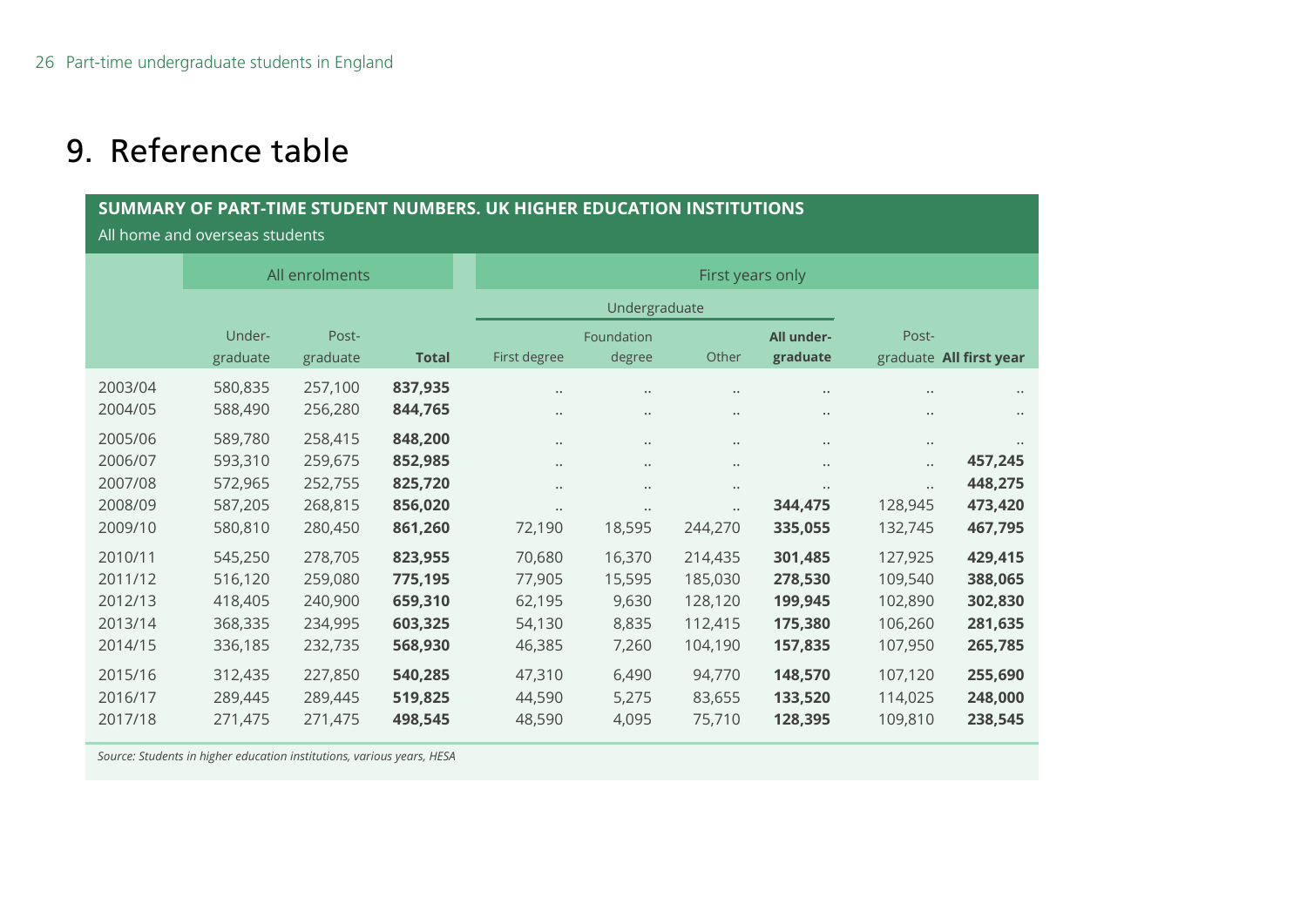# 9. Reference table

**SUMMARY OF PART-TIME STUDENT NUMBERS. UK HIGHER EDUCATION INSTITUTIONS**

All home and overseas students

| | All enrolments | | | First years only | | | | | |
|---|---|---|---|---|---|---|---|---|---|
| | | | | Undergraduate | | | | | |
| | Under-graduate | Post-graduate | **Total** | First degree | Foundation degree | Other | **All under-graduate** | Post-graduate | **All first year** |
| 2003/04 | 580,835 | 257,100 | **837,935** | .. | .. | .. | .. | .. | .. |
| 2004/05 | 588,490 | 256,280 | **844,765** | .. | .. | .. | .. | .. | .. |
| 2005/06 | 589,780 | 258,415 | **848,200** | .. | .. | .. | .. | .. | .. |
| 2006/07 | 593,310 | 259,675 | **852,985** | .. | .. | .. | .. | .. | **457,245** |
| 2007/08 | 572,965 | 252,755 | **825,720** | .. | .. | .. | .. | .. | **448,275** |
| 2008/09 | 587,205 | 268,815 | **856,020** | .. | .. | .. | **344,475** | 128,945 | **473,420** |
| 2009/10 | 580,810 | 280,450 | **861,260** | 72,190 | 18,595 | 244,270 | **335,055** | 132,745 | **467,795** |
| 2010/11 | 545,250 | 278,705 | **823,955** | 70,680 | 16,370 | 214,435 | **301,485** | 127,925 | **429,415** |
| 2011/12 | 516,120 | 259,080 | **775,195** | 77,905 | 15,595 | 185,030 | **278,530** | 109,540 | **388,065** |
| 2012/13 | 418,405 | 240,900 | **659,310** | 62,195 | 9,630 | 128,120 | **199,945** | 102,890 | **302,830** |
| 2013/14 | 368,335 | 234,995 | **603,325** | 54,130 | 8,835 | 112,415 | **175,380** | 106,260 | **281,635** |
| 2014/15 | 336,185 | 232,735 | **568,930** | 46,385 | 7,260 | 104,190 | **157,835** | 107,950 | **265,785** |
| 2015/16 | 312,435 | 227,850 | **540,285** | 47,310 | 6,490 | 94,770 | **148,570** | 107,120 | **255,690** |
| 2016/17 | 289,445 | 289,445 | **519,825** | 44,590 | 5,275 | 83,655 | **133,520** | 114,025 | **248,000** |
| 2017/18 | 271,475 | 271,475 | **498,545** | 48,590 | 4,095 | 75,710 | **128,395** | 109,810 | **238,545** |

*Source: Students in higher education institutions, various years, HESA*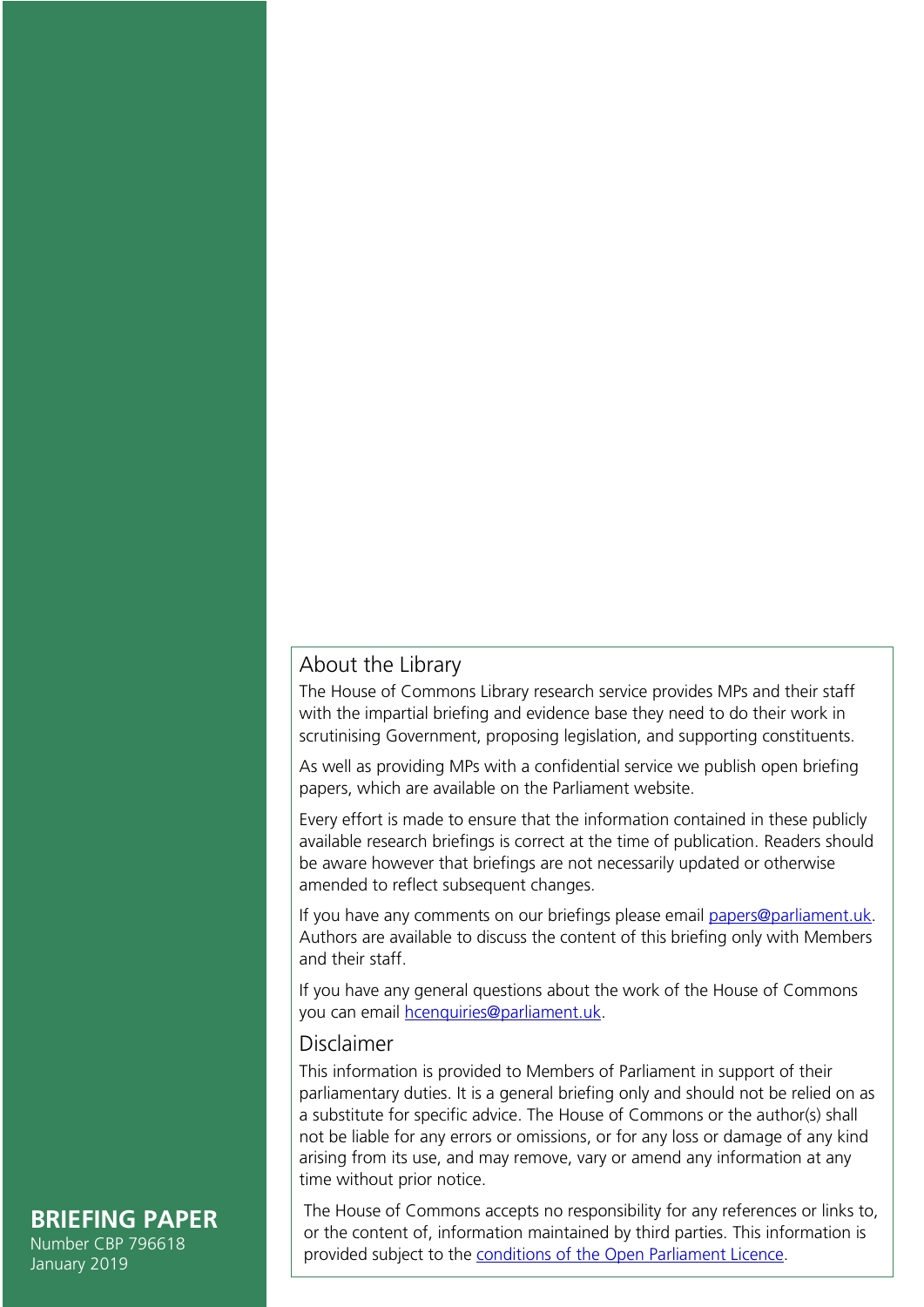## About the Library

The House of Commons Library research service provides MPs and their staff with the impartial briefing and evidence base they need to do their work in scrutinising Government, proposing legislation, and supporting constituents.

As well as providing MPs with a confidential service we publish open briefing papers, which are available on the Parliament website.

Every effort is made to ensure that the information contained in these publicly available research briefings is correct at the time of publication. Readers should be aware however that briefings are not necessarily updated or otherwise amended to reflect subsequent changes.

If you have any comments on our briefings please email papers@parliament.uk. Authors are available to discuss the content of this briefing only with Members and their staff.

If you have any general questions about the work of the House of Commons you can email hcenquiries@parliament.uk.

## Disclaimer

This information is provided to Members of Parliament in support of their parliamentary duties. It is a general briefing only and should not be relied on as a substitute for specific advice. The House of Commons or the author(s) shall not be liable for any errors or omissions, or for any loss or damage of any kind arising from its use, and may remove, vary or amend any information at any time without prior notice.

The House of Commons accepts no responsibility for any references or links to, or the content of, information maintained by third parties. This information is provided subject to the conditions of the Open Parliament Licence.

**BRIEFING PAPER**

Number CBP 796618

January 2019